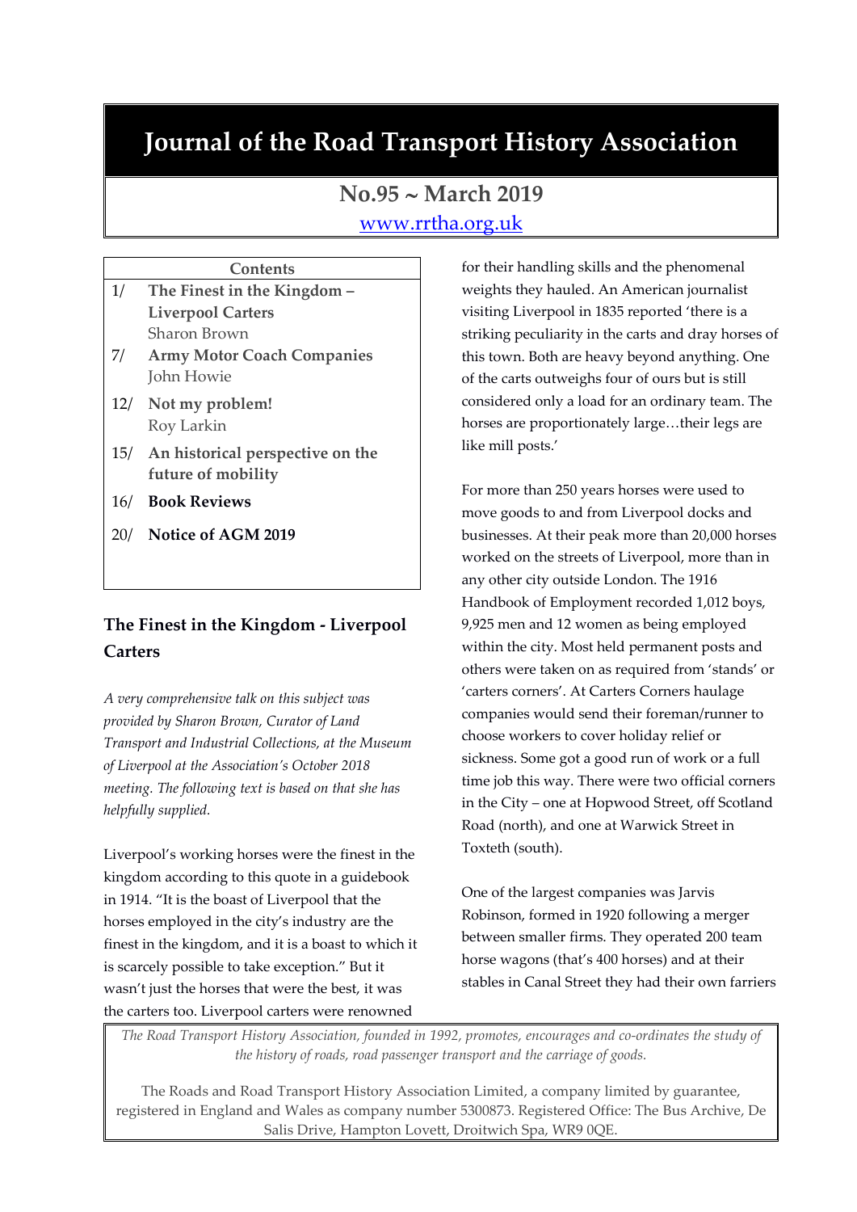# Journal of the Road Transport History Association

## No.95 ~ March 2019

www.rrtha.org.uk

| Contents | |
|---|---|
| 1/ | **The Finest in the Kingdom – Liverpool Carters** Sharon Brown |
| 7/ | **Army Motor Coach Companies** John Howie |
| 12/ | **Not my problem!** Roy Larkin |
| 15/ | **An historical perspective on the future of mobility** |
| 16/ | **Book Reviews** |
| 20/ | **Notice of AGM 2019** |

## The Finest in the Kingdom - Liverpool Carters

*A very comprehensive talk on this subject was provided by Sharon Brown, Curator of Land Transport and Industrial Collections, at the Museum of Liverpool at the Association's October 2018 meeting. The following text is based on that she has helpfully supplied.*

Liverpool's working horses were the finest in the kingdom according to this quote in a guidebook in 1914. "It is the boast of Liverpool that the horses employed in the city's industry are the finest in the kingdom, and it is a boast to which it is scarcely possible to take exception." But it wasn't just the horses that were the best, it was the carters too. Liverpool carters were renowned for their handling skills and the phenomenal weights they hauled. An American journalist visiting Liverpool in 1835 reported 'there is a striking peculiarity in the carts and dray horses of this town. Both are heavy beyond anything. One of the carts outweighs four of ours but is still considered only a load for an ordinary team. The horses are proportionately large…their legs are like mill posts.'

For more than 250 years horses were used to move goods to and from Liverpool docks and businesses. At their peak more than 20,000 horses worked on the streets of Liverpool, more than in any other city outside London. The 1916 Handbook of Employment recorded 1,012 boys, 9,925 men and 12 women as being employed within the city. Most held permanent posts and others were taken on as required from 'stands' or 'carters corners'. At Carters Corners haulage companies would send their foreman/runner to choose workers to cover holiday relief or sickness. Some got a good run of work or a full time job this way. There were two official corners in the City – one at Hopwood Street, off Scotland Road (north), and one at Warwick Street in Toxteth (south).

One of the largest companies was Jarvis Robinson, formed in 1920 following a merger between smaller firms. They operated 200 team horse wagons (that's 400 horses) and at their stables in Canal Street they had their own farriers

*The Road Transport History Association, founded in 1992, promotes, encourages and co-ordinates the study of the history of roads, road passenger transport and the carriage of goods.*

The Roads and Road Transport History Association Limited, a company limited by guarantee, registered in England and Wales as company number 5300873. Registered Office: The Bus Archive, De Salis Drive, Hampton Lovett, Droitwich Spa, WR9 0QE.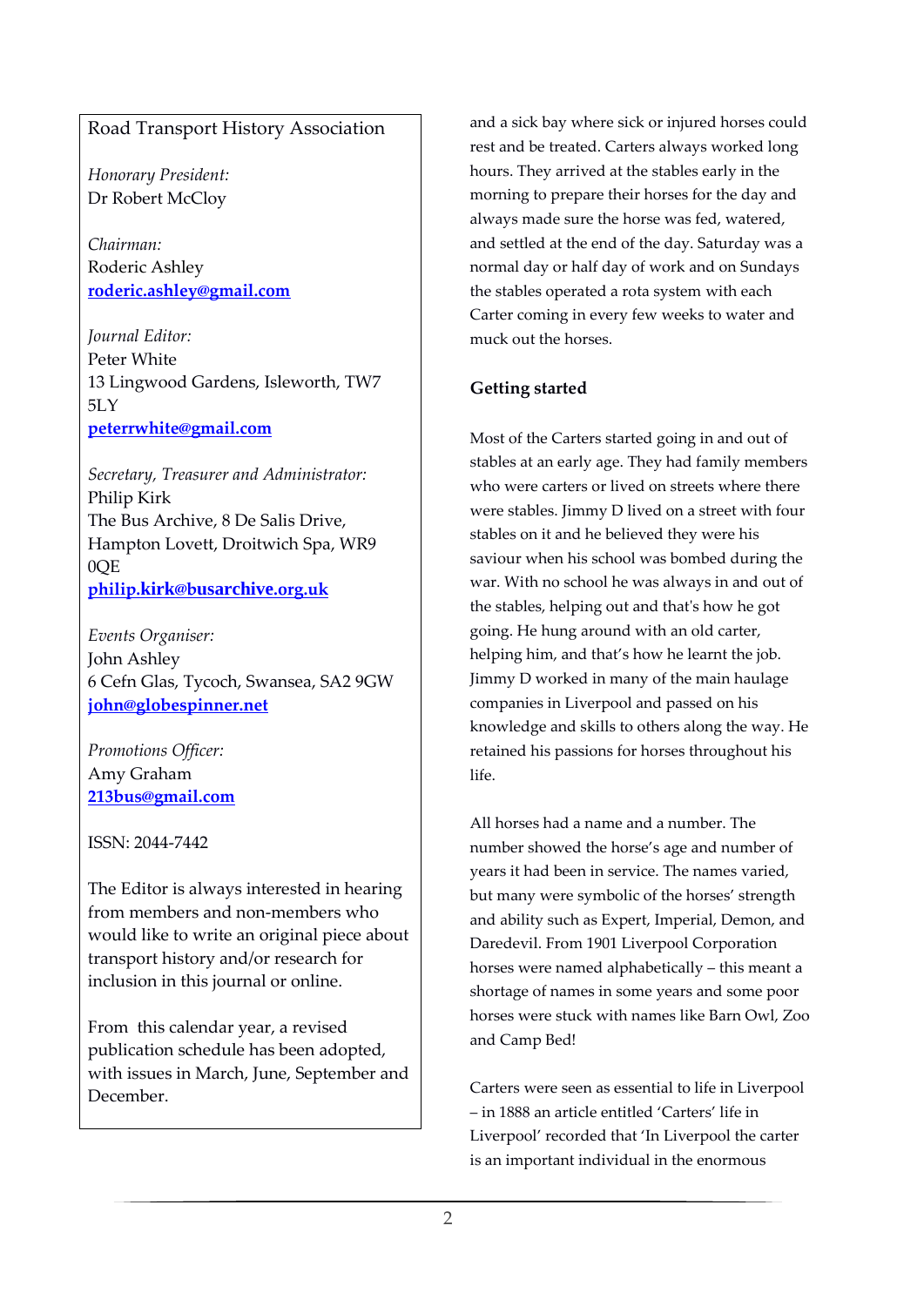Road Transport History Association

*Honorary President:*
Dr Robert McCloy

*Chairman:*
Roderic Ashley
**roderic.ashley@gmail.com**

*Journal Editor:*
Peter White
13 Lingwood Gardens, Isleworth, TW7 5LY
**peterrwhite@gmail.com**

*Secretary, Treasurer and Administrator:*
Philip Kirk
The Bus Archive, 8 De Salis Drive, Hampton Lovett, Droitwich Spa, WR9 0QE
**philip.kirk@busarchive.org.uk**

*Events Organiser:*
John Ashley
6 Cefn Glas, Tycoch, Swansea, SA2 9GW
**john@globespinner.net**

*Promotions Officer:*
Amy Graham
**213bus@gmail.com**

ISSN: 2044-7442

The Editor is always interested in hearing from members and non-members who would like to write an original piece about transport history and/or research for inclusion in this journal or online.

From this calendar year, a revised publication schedule has been adopted, with issues in March, June, September and December.

and a sick bay where sick or injured horses could rest and be treated. Carters always worked long hours. They arrived at the stables early in the morning to prepare their horses for the day and always made sure the horse was fed, watered, and settled at the end of the day. Saturday was a normal day or half day of work and on Sundays the stables operated a rota system with each Carter coming in every few weeks to water and muck out the horses.

### Getting started

Most of the Carters started going in and out of stables at an early age. They had family members who were carters or lived on streets where there were stables. Jimmy D lived on a street with four stables on it and he believed they were his saviour when his school was bombed during the war. With no school he was always in and out of the stables, helping out and that's how he got going. He hung around with an old carter, helping him, and that's how he learnt the job. Jimmy D worked in many of the main haulage companies in Liverpool and passed on his knowledge and skills to others along the way. He retained his passions for horses throughout his life.

All horses had a name and a number. The number showed the horse's age and number of years it had been in service. The names varied, but many were symbolic of the horses' strength and ability such as Expert, Imperial, Demon, and Daredevil. From 1901 Liverpool Corporation horses were named alphabetically – this meant a shortage of names in some years and some poor horses were stuck with names like Barn Owl, Zoo and Camp Bed!

Carters were seen as essential to life in Liverpool – in 1888 an article entitled 'Carters' life in Liverpool' recorded that 'In Liverpool the carter is an important individual in the enormous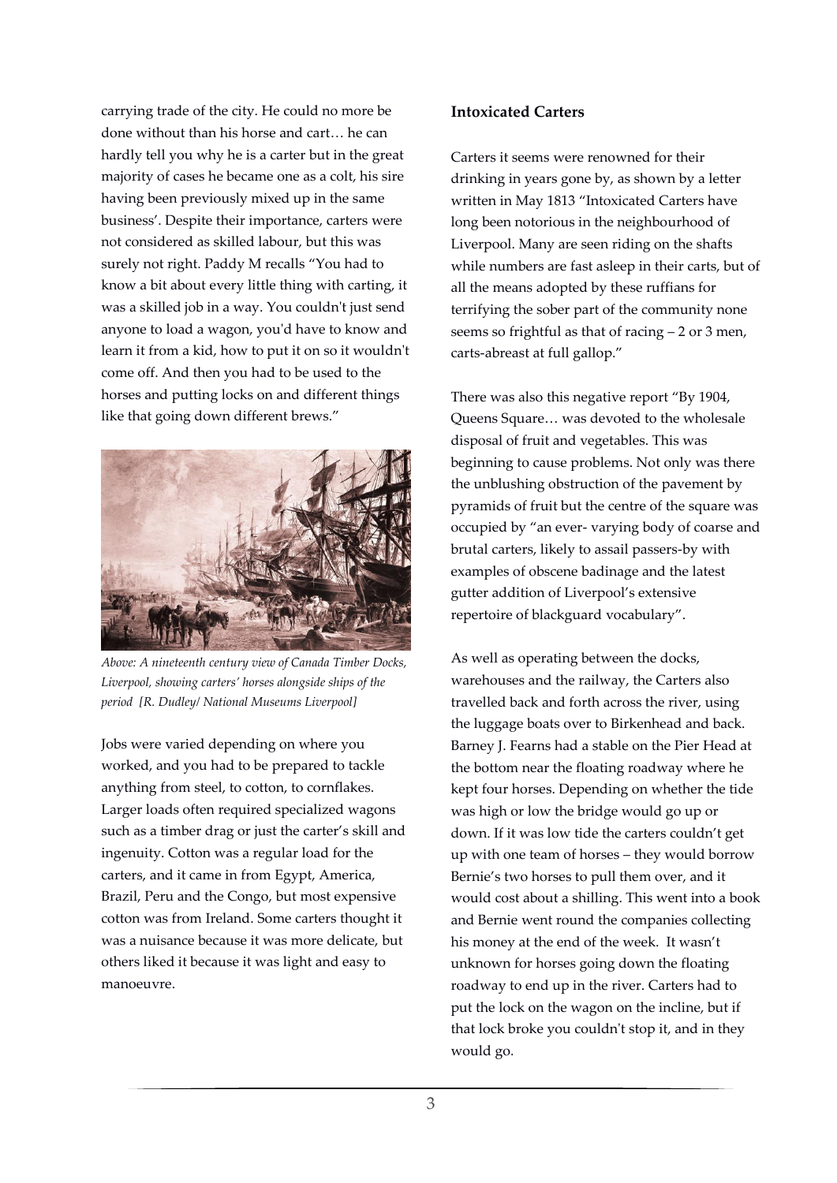carrying trade of the city. He could no more be done without than his horse and cart… he can hardly tell you why he is a carter but in the great majority of cases he became one as a colt, his sire having been previously mixed up in the same business'. Despite their importance, carters were not considered as skilled labour, but this was surely not right. Paddy M recalls "You had to know a bit about every little thing with carting, it was a skilled job in a way. You couldn't just send anyone to load a wagon, you'd have to know and learn it from a kid, how to put it on so it wouldn't come off. And then you had to be used to the horses and putting locks on and different things like that going down different brews."

*Above: A nineteenth century view of Canada Timber Docks, Liverpool, showing carters' horses alongside ships of the period [R. Dudley/ National Museums Liverpool]*

Jobs were varied depending on where you worked, and you had to be prepared to tackle anything from steel, to cotton, to cornflakes. Larger loads often required specialized wagons such as a timber drag or just the carter's skill and ingenuity. Cotton was a regular load for the carters, and it came in from Egypt, America, Brazil, Peru and the Congo, but most expensive cotton was from Ireland. Some carters thought it was a nuisance because it was more delicate, but others liked it because it was light and easy to manoeuvre.

### Intoxicated Carters

Carters it seems were renowned for their drinking in years gone by, as shown by a letter written in May 1813 "Intoxicated Carters have long been notorious in the neighbourhood of Liverpool. Many are seen riding on the shafts while numbers are fast asleep in their carts, but of all the means adopted by these ruffians for terrifying the sober part of the community none seems so frightful as that of racing – 2 or 3 men, carts-abreast at full gallop."

There was also this negative report "By 1904, Queens Square… was devoted to the wholesale disposal of fruit and vegetables. This was beginning to cause problems. Not only was there the unblushing obstruction of the pavement by pyramids of fruit but the centre of the square was occupied by "an ever- varying body of coarse and brutal carters, likely to assail passers-by with examples of obscene badinage and the latest gutter addition of Liverpool's extensive repertoire of blackguard vocabulary".

As well as operating between the docks, warehouses and the railway, the Carters also travelled back and forth across the river, using the luggage boats over to Birkenhead and back. Barney J. Fearns had a stable on the Pier Head at the bottom near the floating roadway where he kept four horses. Depending on whether the tide was high or low the bridge would go up or down. If it was low tide the carters couldn't get up with one team of horses – they would borrow Bernie's two horses to pull them over, and it would cost about a shilling. This went into a book and Bernie went round the companies collecting his money at the end of the week. It wasn't unknown for horses going down the floating roadway to end up in the river. Carters had to put the lock on the wagon on the incline, but if that lock broke you couldn't stop it, and in they would go.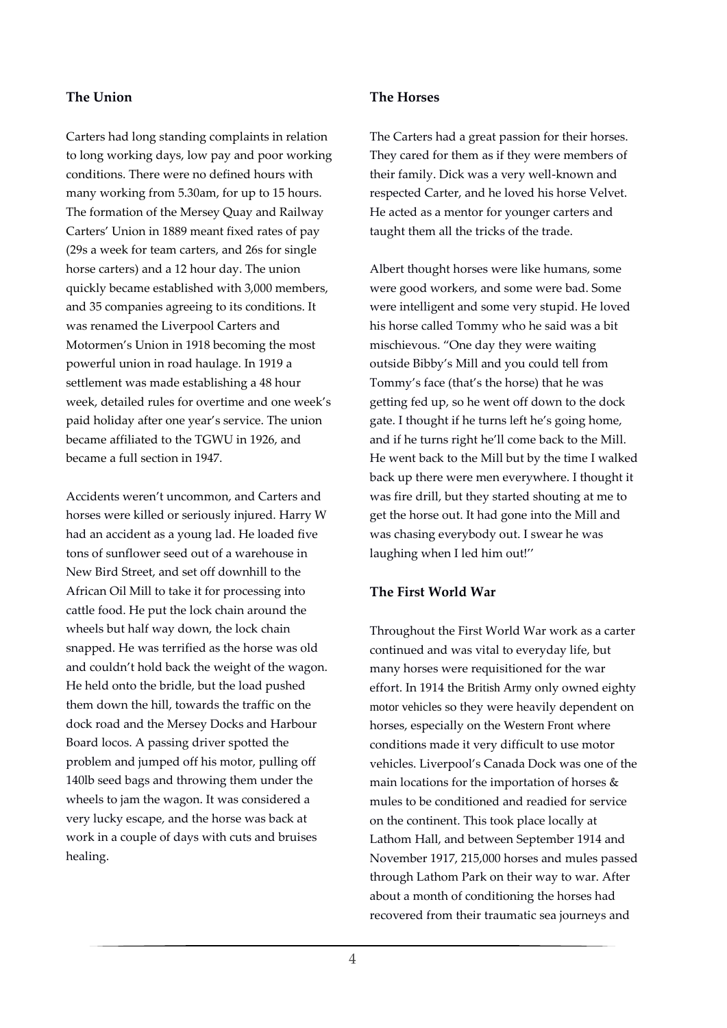**The Union**

Carters had long standing complaints in relation to long working days, low pay and poor working conditions. There were no defined hours with many working from 5.30am, for up to 15 hours. The formation of the Mersey Quay and Railway Carters' Union in 1889 meant fixed rates of pay (29s a week for team carters, and 26s for single horse carters) and a 12 hour day. The union quickly became established with 3,000 members, and 35 companies agreeing to its conditions. It was renamed the Liverpool Carters and Motormen's Union in 1918 becoming the most powerful union in road haulage. In 1919 a settlement was made establishing a 48 hour week, detailed rules for overtime and one week's paid holiday after one year's service. The union became affiliated to the TGWU in 1926, and became a full section in 1947.

Accidents weren't uncommon, and Carters and horses were killed or seriously injured. Harry W had an accident as a young lad. He loaded five tons of sunflower seed out of a warehouse in New Bird Street, and set off downhill to the African Oil Mill to take it for processing into cattle food. He put the lock chain around the wheels but half way down, the lock chain snapped. He was terrified as the horse was old and couldn't hold back the weight of the wagon. He held onto the bridle, but the load pushed them down the hill, towards the traffic on the dock road and the Mersey Docks and Harbour Board locos. A passing driver spotted the problem and jumped off his motor, pulling off 140lb seed bags and throwing them under the wheels to jam the wagon. It was considered a very lucky escape, and the horse was back at work in a couple of days with cuts and bruises healing.

**The Horses**

The Carters had a great passion for their horses. They cared for them as if they were members of their family. Dick was a very well-known and respected Carter, and he loved his horse Velvet. He acted as a mentor for younger carters and taught them all the tricks of the trade.

Albert thought horses were like humans, some were good workers, and some were bad. Some were intelligent and some very stupid. He loved his horse called Tommy who he said was a bit mischievous. "One day they were waiting outside Bibby's Mill and you could tell from Tommy's face (that's the horse) that he was getting fed up, so he went off down to the dock gate. I thought if he turns left he's going home, and if he turns right he'll come back to the Mill. He went back to the Mill but by the time I walked back up there were men everywhere. I thought it was fire drill, but they started shouting at me to get the horse out. It had gone into the Mill and was chasing everybody out. I swear he was laughing when I led him out!''

**The First World War**

Throughout the First World War work as a carter continued and was vital to everyday life, but many horses were requisitioned for the war effort. In 1914 the British Army only owned eighty motor vehicles so they were heavily dependent on horses, especially on the Western Front where conditions made it very difficult to use motor vehicles. Liverpool's Canada Dock was one of the main locations for the importation of horses & mules to be conditioned and readied for service on the continent. This took place locally at Lathom Hall, and between September 1914 and November 1917, 215,000 horses and mules passed through Lathom Park on their way to war. After about a month of conditioning the horses had recovered from their traumatic sea journeys and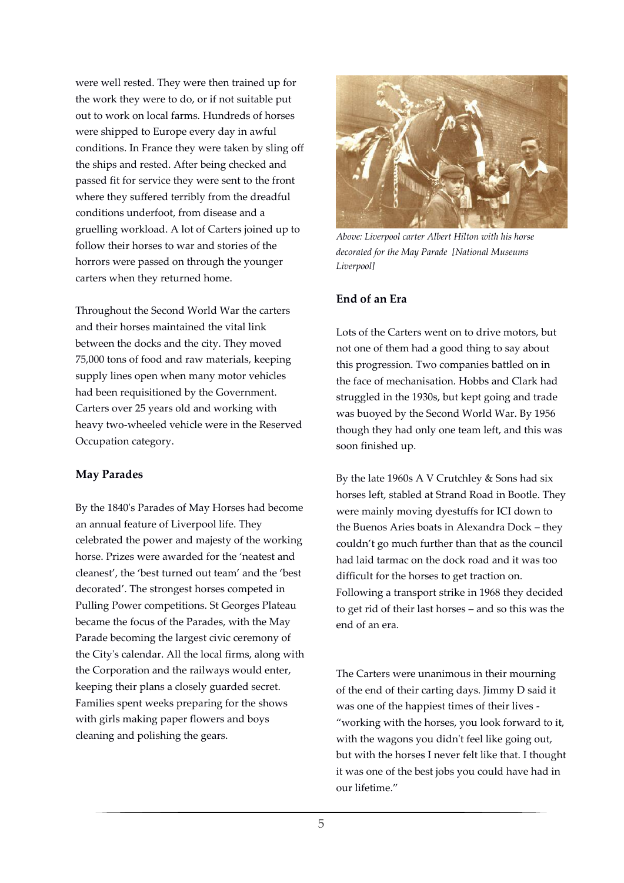were well rested. They were then trained up for the work they were to do, or if not suitable put out to work on local farms. Hundreds of horses were shipped to Europe every day in awful conditions. In France they were taken by sling off the ships and rested. After being checked and passed fit for service they were sent to the front where they suffered terribly from the dreadful conditions underfoot, from disease and a gruelling workload. A lot of Carters joined up to follow their horses to war and stories of the horrors were passed on through the younger carters when they returned home.

Throughout the Second World War the carters and their horses maintained the vital link between the docks and the city. They moved 75,000 tons of food and raw materials, keeping supply lines open when many motor vehicles had been requisitioned by the Government. Carters over 25 years old and working with heavy two-wheeled vehicle were in the Reserved Occupation category.

### May Parades

By the 1840's Parades of May Horses had become an annual feature of Liverpool life. They celebrated the power and majesty of the working horse. Prizes were awarded for the 'neatest and cleanest', the 'best turned out team' and the 'best decorated'. The strongest horses competed in Pulling Power competitions. St Georges Plateau became the focus of the Parades, with the May Parade becoming the largest civic ceremony of the City's calendar. All the local firms, along with the Corporation and the railways would enter, keeping their plans a closely guarded secret. Families spent weeks preparing for the shows with girls making paper flowers and boys cleaning and polishing the gears.

*Above: Liverpool carter Albert Hilton with his horse decorated for the May Parade [National Museums Liverpool]*

### End of an Era

Lots of the Carters went on to drive motors, but not one of them had a good thing to say about this progression. Two companies battled on in the face of mechanisation. Hobbs and Clark had struggled in the 1930s, but kept going and trade was buoyed by the Second World War. By 1956 though they had only one team left, and this was soon finished up.

By the late 1960s A V Crutchley & Sons had six horses left, stabled at Strand Road in Bootle. They were mainly moving dyestuffs for ICI down to the Buenos Aries boats in Alexandra Dock – they couldn't go much further than that as the council had laid tarmac on the dock road and it was too difficult for the horses to get traction on. Following a transport strike in 1968 they decided to get rid of their last horses – and so this was the end of an era.

The Carters were unanimous in their mourning of the end of their carting days. Jimmy D said it was one of the happiest times of their lives - "working with the horses, you look forward to it, with the wagons you didn't feel like going out, but with the horses I never felt like that. I thought it was one of the best jobs you could have had in our lifetime."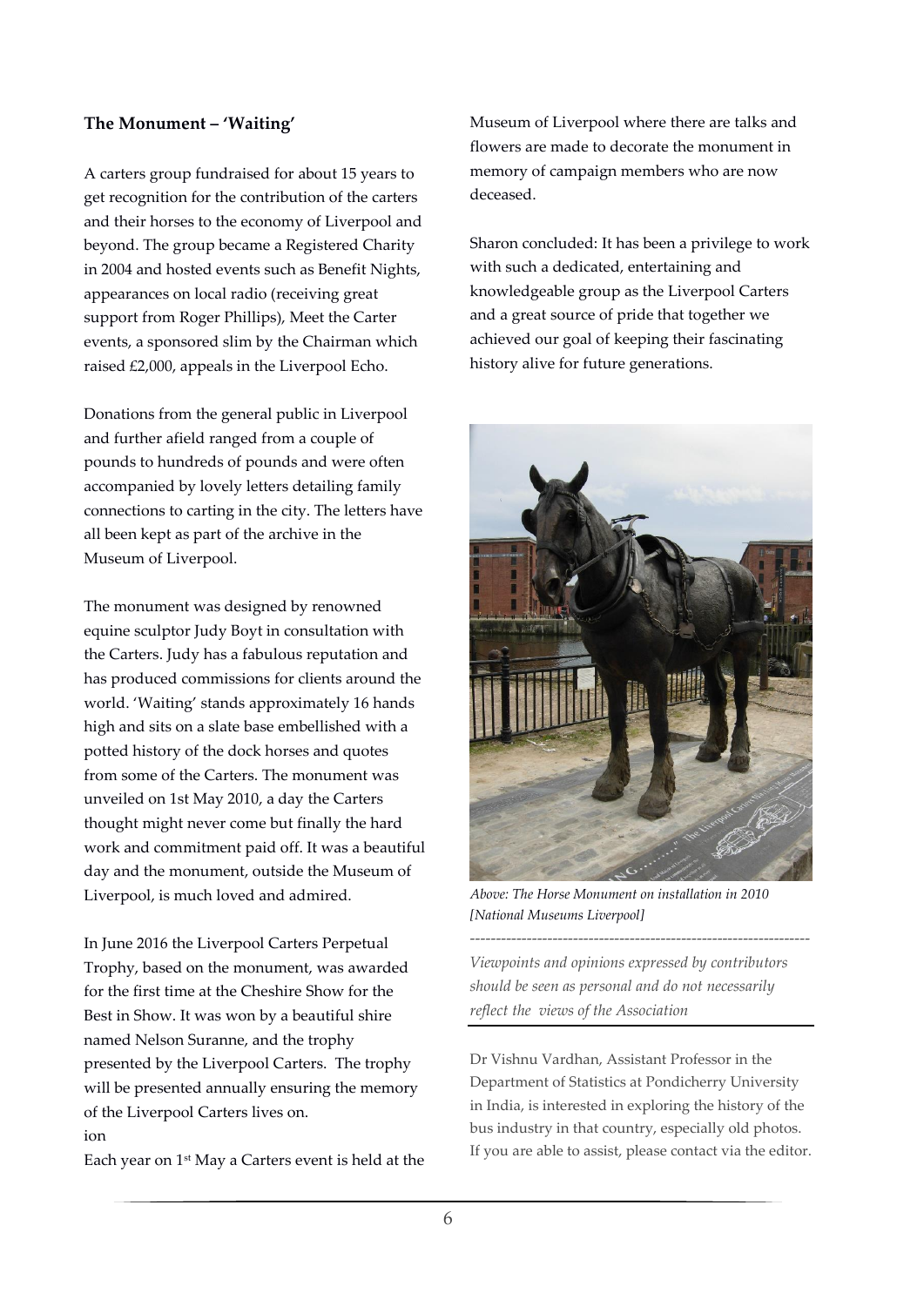**The Monument – 'Waiting'**

A carters group fundraised for about 15 years to get recognition for the contribution of the carters and their horses to the economy of Liverpool and beyond. The group became a Registered Charity in 2004 and hosted events such as Benefit Nights, appearances on local radio (receiving great support from Roger Phillips), Meet the Carter events, a sponsored slim by the Chairman which raised £2,000, appeals in the Liverpool Echo.

Donations from the general public in Liverpool and further afield ranged from a couple of pounds to hundreds of pounds and were often accompanied by lovely letters detailing family connections to carting in the city. The letters have all been kept as part of the archive in the Museum of Liverpool.

The monument was designed by renowned equine sculptor Judy Boyt in consultation with the Carters. Judy has a fabulous reputation and has produced commissions for clients around the world. 'Waiting' stands approximately 16 hands high and sits on a slate base embellished with a potted history of the dock horses and quotes from some of the Carters. The monument was unveiled on 1st May 2010, a day the Carters thought might never come but finally the hard work and commitment paid off. It was a beautiful day and the monument, outside the Museum of Liverpool, is much loved and admired.

In June 2016 the Liverpool Carters Perpetual Trophy, based on the monument, was awarded for the first time at the Cheshire Show for the Best in Show. It was won by a beautiful shire named Nelson Suranne, and the trophy presented by the Liverpool Carters. The trophy will be presented annually ensuring the memory of the Liverpool Carters lives on.
ion

Each year on 1st May a Carters event is held at the Museum of Liverpool where there are talks and flowers are made to decorate the monument in memory of campaign members who are now deceased.

Sharon concluded: It has been a privilege to work with such a dedicated, entertaining and knowledgeable group as the Liverpool Carters and a great source of pride that together we achieved our goal of keeping their fascinating history alive for future generations.

*Above: The Horse Monument on installation in 2010 [National Museums Liverpool]*

---

*Viewpoints and opinions expressed by contributors should be seen as personal and do not necessarily reflect the views of the Association*

---

Dr Vishnu Vardhan, Assistant Professor in the Department of Statistics at Pondicherry University in India, is interested in exploring the history of the bus industry in that country, especially old photos. If you are able to assist, please contact via the editor.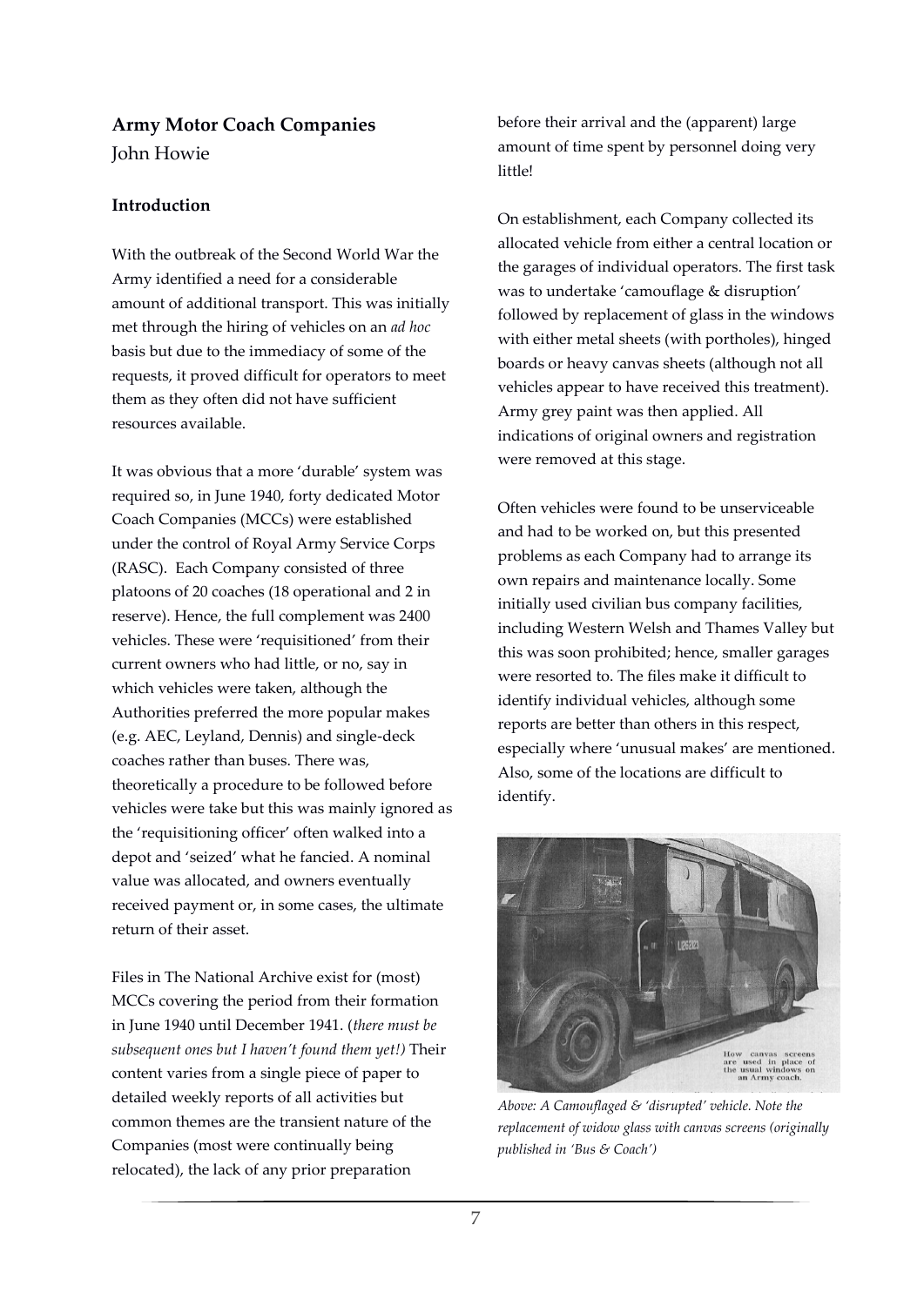## Army Motor Coach Companies

John Howie

### Introduction

With the outbreak of the Second World War the Army identified a need for a considerable amount of additional transport. This was initially met through the hiring of vehicles on an *ad hoc* basis but due to the immediacy of some of the requests, it proved difficult for operators to meet them as they often did not have sufficient resources available.

It was obvious that a more 'durable' system was required so, in June 1940, forty dedicated Motor Coach Companies (MCCs) were established under the control of Royal Army Service Corps (RASC). Each Company consisted of three platoons of 20 coaches (18 operational and 2 in reserve). Hence, the full complement was 2400 vehicles. These were 'requisitioned' from their current owners who had little, or no, say in which vehicles were taken, although the Authorities preferred the more popular makes (e.g. AEC, Leyland, Dennis) and single-deck coaches rather than buses. There was, theoretically a procedure to be followed before vehicles were take but this was mainly ignored as the 'requisitioning officer' often walked into a depot and 'seized' what he fancied. A nominal value was allocated, and owners eventually received payment or, in some cases, the ultimate return of their asset.

Files in The National Archive exist for (most) MCCs covering the period from their formation in June 1940 until December 1941. (*there must be subsequent ones but I haven't found them yet!*) Their content varies from a single piece of paper to detailed weekly reports of all activities but common themes are the transient nature of the Companies (most were continually being relocated), the lack of any prior preparation before their arrival and the (apparent) large amount of time spent by personnel doing very little!

On establishment, each Company collected its allocated vehicle from either a central location or the garages of individual operators. The first task was to undertake 'camouflage & disruption' followed by replacement of glass in the windows with either metal sheets (with portholes), hinged boards or heavy canvas sheets (although not all vehicles appear to have received this treatment). Army grey paint was then applied. All indications of original owners and registration were removed at this stage.

Often vehicles were found to be unserviceable and had to be worked on, but this presented problems as each Company had to arrange its own repairs and maintenance locally. Some initially used civilian bus company facilities, including Western Welsh and Thames Valley but this was soon prohibited; hence, smaller garages were resorted to. The files make it difficult to identify individual vehicles, although some reports are better than others in this respect, especially where 'unusual makes' are mentioned. Also, some of the locations are difficult to identify.

How canvas screens are used in place of the usual windows on an Army coach.

*Above: A Camouflaged & 'disrupted' vehicle. Note the replacement of widow glass with canvas screens (originally published in 'Bus & Coach')*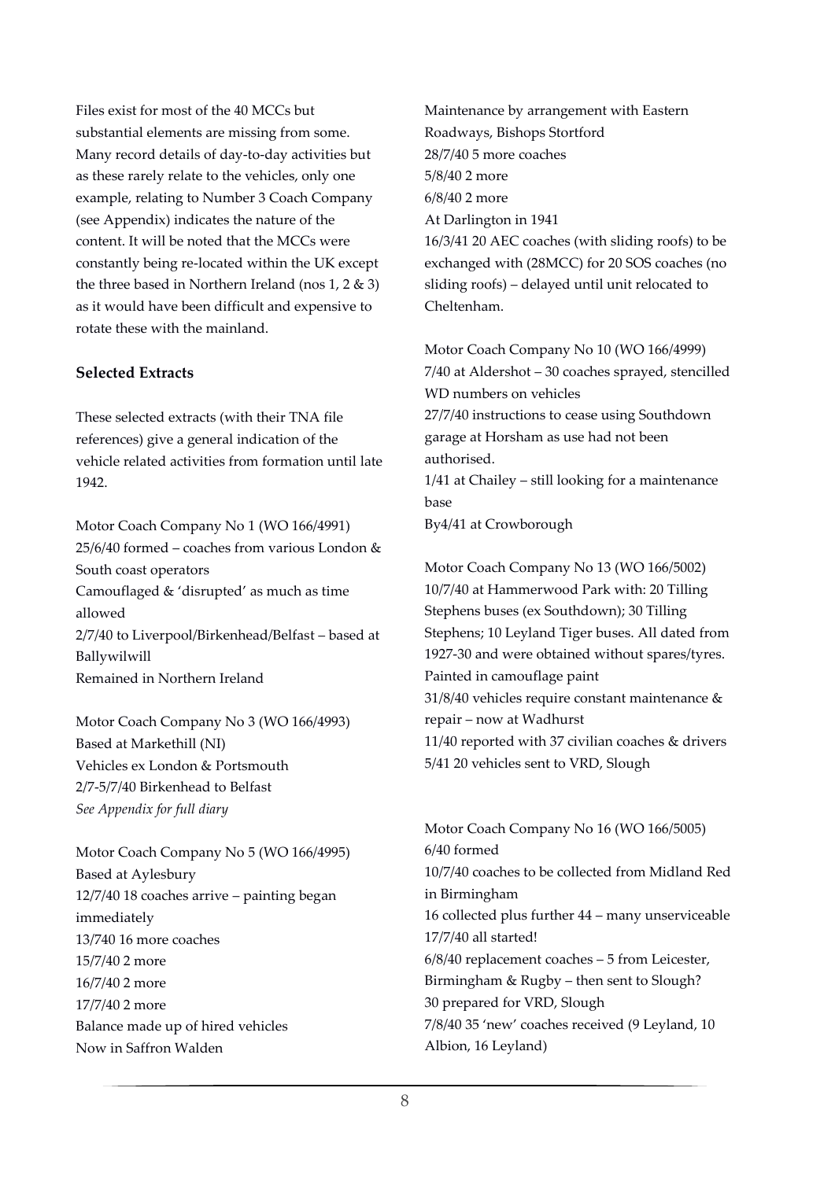Files exist for most of the 40 MCCs but substantial elements are missing from some. Many record details of day-to-day activities but as these rarely relate to the vehicles, only one example, relating to Number 3 Coach Company (see Appendix) indicates the nature of the content. It will be noted that the MCCs were constantly being re-located within the UK except the three based in Northern Ireland (nos 1, 2 & 3) as it would have been difficult and expensive to rotate these with the mainland.

**Selected Extracts**

These selected extracts (with their TNA file references) give a general indication of the vehicle related activities from formation until late 1942.

Motor Coach Company No 1 (WO 166/4991)
25/6/40 formed – coaches from various London & South coast operators
Camouflaged & 'disrupted' as much as time allowed
2/7/40 to Liverpool/Birkenhead/Belfast – based at Ballywilwill
Remained in Northern Ireland

Motor Coach Company No 3 (WO 166/4993)
Based at Markethill (NI)
Vehicles ex London & Portsmouth
2/7-5/7/40 Birkenhead to Belfast
*See Appendix for full diary*

Motor Coach Company No 5 (WO 166/4995)
Based at Aylesbury
12/7/40 18 coaches arrive – painting began immediately
13/740 16 more coaches
15/7/40 2 more
16/7/40 2 more
17/7/40 2 more
Balance made up of hired vehicles
Now in Saffron Walden
Maintenance by arrangement with Eastern Roadways, Bishops Stortford
28/7/40 5 more coaches
5/8/40 2 more
6/8/40 2 more
At Darlington in 1941
16/3/41 20 AEC coaches (with sliding roofs) to be exchanged with (28MCC) for 20 SOS coaches (no sliding roofs) – delayed until unit relocated to Cheltenham.

Motor Coach Company No 10 (WO 166/4999)
7/40 at Aldershot – 30 coaches sprayed, stencilled WD numbers on vehicles
27/7/40 instructions to cease using Southdown garage at Horsham as use had not been authorised.
1/41 at Chailey – still looking for a maintenance base
By4/41 at Crowborough

Motor Coach Company No 13 (WO 166/5002)
10/7/40 at Hammerwood Park with: 20 Tilling Stephens buses (ex Southdown); 30 Tilling Stephens; 10 Leyland Tiger buses. All dated from 1927-30 and were obtained without spares/tyres. Painted in camouflage paint
31/8/40 vehicles require constant maintenance & repair – now at Wadhurst
11/40 reported with 37 civilian coaches & drivers
5/41 20 vehicles sent to VRD, Slough

Motor Coach Company No 16 (WO 166/5005)
6/40 formed
10/7/40 coaches to be collected from Midland Red in Birmingham
16 collected plus further 44 – many unserviceable
17/7/40 all started!
6/8/40 replacement coaches – 5 from Leicester, Birmingham & Rugby – then sent to Slough?
30 prepared for VRD, Slough
7/8/40 35 'new' coaches received (9 Leyland, 10 Albion, 16 Leyland)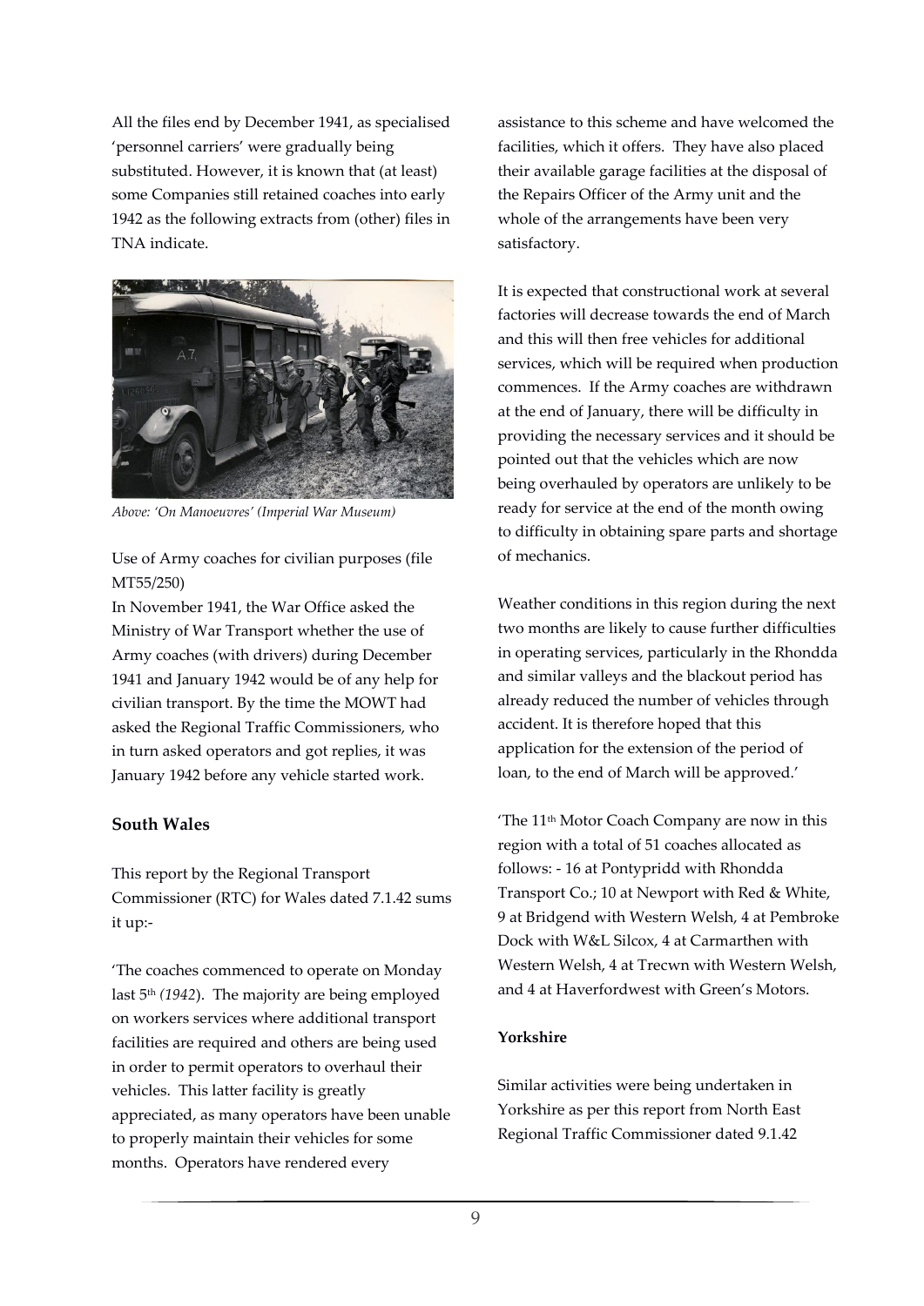All the files end by December 1941, as specialised 'personnel carriers' were gradually being substituted. However, it is known that (at least) some Companies still retained coaches into early 1942 as the following extracts from (other) files in TNA indicate.

*Above: 'On Manoeuvres' (Imperial War Museum)*

Use of Army coaches for civilian purposes (file MT55/250)

In November 1941, the War Office asked the Ministry of War Transport whether the use of Army coaches (with drivers) during December 1941 and January 1942 would be of any help for civilian transport. By the time the MOWT had asked the Regional Traffic Commissioners, who in turn asked operators and got replies, it was January 1942 before any vehicle started work.

### South Wales

This report by the Regional Transport Commissioner (RTC) for Wales dated 7.1.42 sums it up:-

'The coaches commenced to operate on Monday last 5th *(1942*). The majority are being employed on workers services where additional transport facilities are required and others are being used in order to permit operators to overhaul their vehicles. This latter facility is greatly appreciated, as many operators have been unable to properly maintain their vehicles for some months. Operators have rendered every assistance to this scheme and have welcomed the facilities, which it offers. They have also placed their available garage facilities at the disposal of the Repairs Officer of the Army unit and the whole of the arrangements have been very satisfactory.

It is expected that constructional work at several factories will decrease towards the end of March and this will then free vehicles for additional services, which will be required when production commences. If the Army coaches are withdrawn at the end of January, there will be difficulty in providing the necessary services and it should be pointed out that the vehicles which are now being overhauled by operators are unlikely to be ready for service at the end of the month owing to difficulty in obtaining spare parts and shortage of mechanics.

Weather conditions in this region during the next two months are likely to cause further difficulties in operating services, particularly in the Rhondda and similar valleys and the blackout period has already reduced the number of vehicles through accident. It is therefore hoped that this application for the extension of the period of loan, to the end of March will be approved.'

'The 11th Motor Coach Company are now in this region with a total of 51 coaches allocated as follows: - 16 at Pontypridd with Rhondda Transport Co.; 10 at Newport with Red & White, 9 at Bridgend with Western Welsh, 4 at Pembroke Dock with W&L Silcox, 4 at Carmarthen with Western Welsh, 4 at Trecwn with Western Welsh, and 4 at Haverfordwest with Green's Motors.

#### Yorkshire

Similar activities were being undertaken in Yorkshire as per this report from North East Regional Traffic Commissioner dated 9.1.42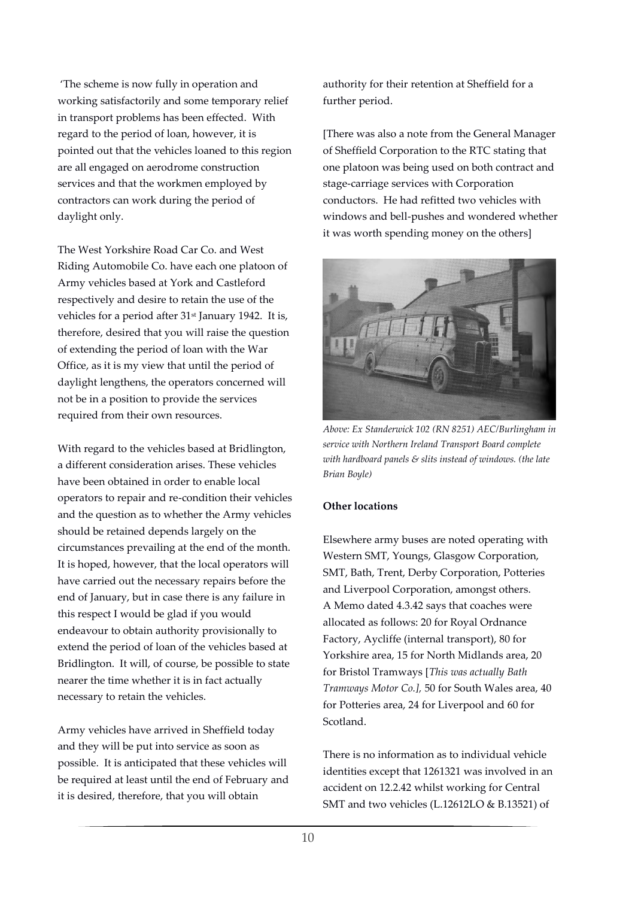'The scheme is now fully in operation and working satisfactorily and some temporary relief in transport problems has been effected. With regard to the period of loan, however, it is pointed out that the vehicles loaned to this region are all engaged on aerodrome construction services and that the workmen employed by contractors can work during the period of daylight only.

The West Yorkshire Road Car Co. and West Riding Automobile Co. have each one platoon of Army vehicles based at York and Castleford respectively and desire to retain the use of the vehicles for a period after 31st January 1942. It is, therefore, desired that you will raise the question of extending the period of loan with the War Office, as it is my view that until the period of daylight lengthens, the operators concerned will not be in a position to provide the services required from their own resources.

With regard to the vehicles based at Bridlington, a different consideration arises. These vehicles have been obtained in order to enable local operators to repair and re-condition their vehicles and the question as to whether the Army vehicles should be retained depends largely on the circumstances prevailing at the end of the month. It is hoped, however, that the local operators will have carried out the necessary repairs before the end of January, but in case there is any failure in this respect I would be glad if you would endeavour to obtain authority provisionally to extend the period of loan of the vehicles based at Bridlington. It will, of course, be possible to state nearer the time whether it is in fact actually necessary to retain the vehicles.

Army vehicles have arrived in Sheffield today and they will be put into service as soon as possible. It is anticipated that these vehicles will be required at least until the end of February and it is desired, therefore, that you will obtain authority for their retention at Sheffield for a further period.

[There was also a note from the General Manager of Sheffield Corporation to the RTC stating that one platoon was being used on both contract and stage-carriage services with Corporation conductors. He had refitted two vehicles with windows and bell-pushes and wondered whether it was worth spending money on the others]

*Above: Ex Standerwick 102 (RN 8251) AEC/Burlingham in service with Northern Ireland Transport Board complete with hardboard panels & slits instead of windows. (the late Brian Boyle)*

**Other locations**

Elsewhere army buses are noted operating with Western SMT, Youngs, Glasgow Corporation, SMT, Bath, Trent, Derby Corporation, Potteries and Liverpool Corporation, amongst others. A Memo dated 4.3.42 says that coaches were allocated as follows: 20 for Royal Ordnance Factory, Aycliffe (internal transport), 80 for Yorkshire area, 15 for North Midlands area, 20 for Bristol Tramways [*This was actually Bath Tramways Motor Co.],* 50 for South Wales area, 40 for Potteries area, 24 for Liverpool and 60 for Scotland.

There is no information as to individual vehicle identities except that 1261321 was involved in an accident on 12.2.42 whilst working for Central SMT and two vehicles (L.12612LO & B.13521) of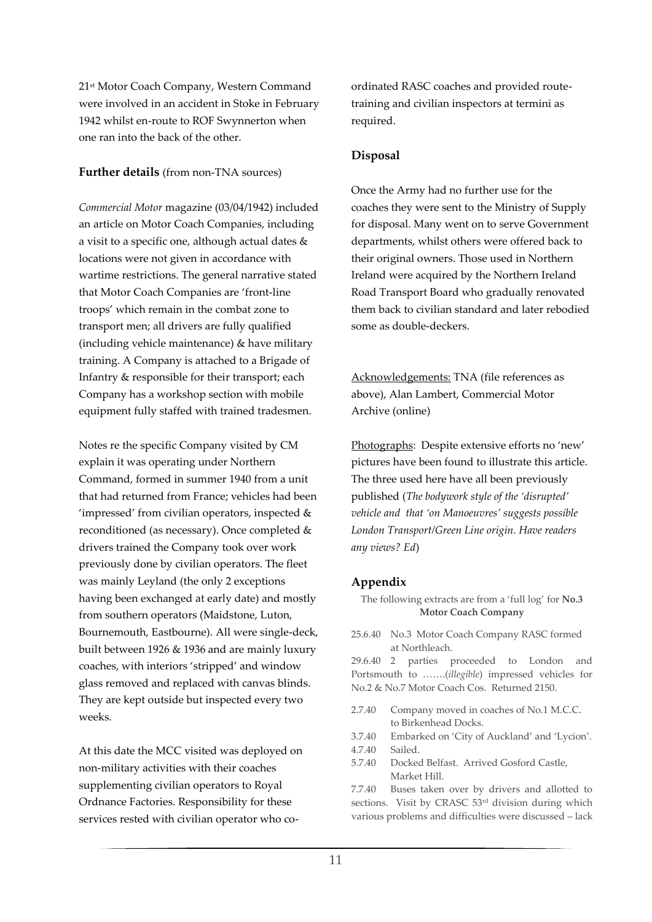21st Motor Coach Company, Western Command were involved in an accident in Stoke in February 1942 whilst en-route to ROF Swynnerton when one ran into the back of the other.

### Further details (from non-TNA sources)

*Commercial Motor* magazine (03/04/1942) included an article on Motor Coach Companies, including a visit to a specific one, although actual dates & locations were not given in accordance with wartime restrictions. The general narrative stated that Motor Coach Companies are 'front-line troops' which remain in the combat zone to transport men; all drivers are fully qualified (including vehicle maintenance) & have military training. A Company is attached to a Brigade of Infantry & responsible for their transport; each Company has a workshop section with mobile equipment fully staffed with trained tradesmen.

Notes re the specific Company visited by CM explain it was operating under Northern Command, formed in summer 1940 from a unit that had returned from France; vehicles had been 'impressed' from civilian operators, inspected & reconditioned (as necessary). Once completed & drivers trained the Company took over work previously done by civilian operators. The fleet was mainly Leyland (the only 2 exceptions having been exchanged at early date) and mostly from southern operators (Maidstone, Luton, Bournemouth, Eastbourne). All were single-deck, built between 1926 & 1936 and are mainly luxury coaches, with interiors 'stripped' and window glass removed and replaced with canvas blinds. They are kept outside but inspected every two weeks.

At this date the MCC visited was deployed on non-military activities with their coaches supplementing civilian operators to Royal Ordnance Factories. Responsibility for these services rested with civilian operator who co-ordinated RASC coaches and provided route-training and civilian inspectors at termini as required.

### Disposal

Once the Army had no further use for the coaches they were sent to the Ministry of Supply for disposal. Many went on to serve Government departments, whilst others were offered back to their original owners. Those used in Northern Ireland were acquired by the Northern Ireland Road Transport Board who gradually renovated them back to civilian standard and later rebodied some as double-deckers.

Acknowledgements: TNA (file references as above), Alan Lambert, Commercial Motor Archive (online)

Photographs: Despite extensive efforts no 'new' pictures have been found to illustrate this article. The three used here have all been previously published (*The bodywork style of the 'disrupted' vehicle and that 'on Manoeuvres' suggests possible London Transport/Green Line origin. Have readers any views? Ed*)

### Appendix

The following extracts are from a 'full log' for **No.3 Motor Coach Company**

25.6.40 No.3 Motor Coach Company RASC formed at Northleach.

29.6.40 2 parties proceeded to London and Portsmouth to …….(*illegible*) impressed vehicles for No.2 & No.7 Motor Coach Cos. Returned 2150.

2.7.40 Company moved in coaches of No.1 M.C.C. to Birkenhead Docks.

3.7.40 Embarked on 'City of Auckland' and 'Lycion'.

4.7.40 Sailed.

5.7.40 Docked Belfast. Arrived Gosford Castle, Market Hill.

7.7.40 Buses taken over by drivers and allotted to sections. Visit by CRASC 53rd division during which various problems and difficulties were discussed – lack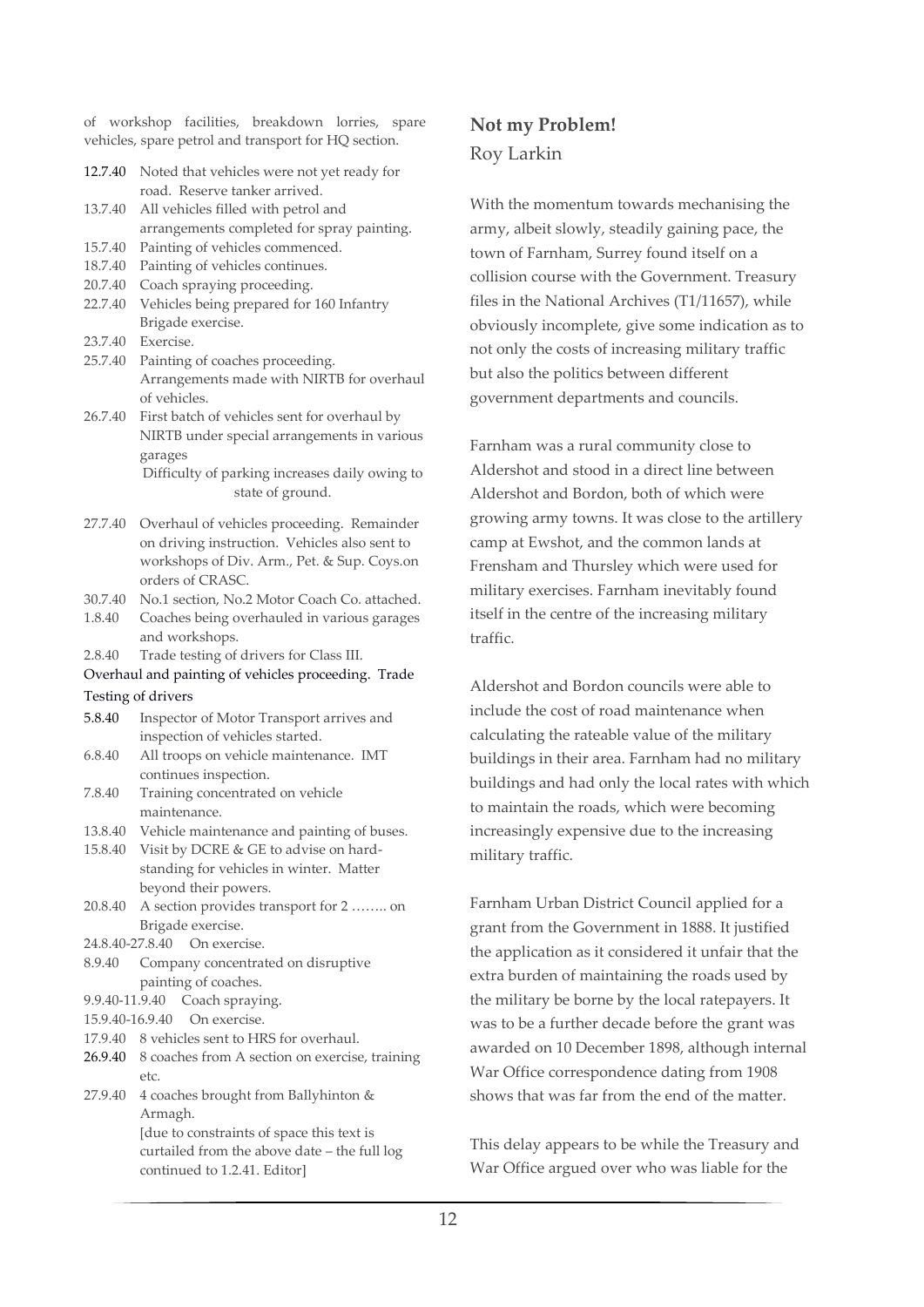of workshop facilities, breakdown lorries, spare vehicles, spare petrol and transport for HQ section.

12.7.40 Noted that vehicles were not yet ready for road. Reserve tanker arrived.
13.7.40 All vehicles filled with petrol and arrangements completed for spray painting.
15.7.40 Painting of vehicles commenced.
18.7.40 Painting of vehicles continues.
20.7.40 Coach spraying proceeding.
22.7.40 Vehicles being prepared for 160 Infantry Brigade exercise.
23.7.40 Exercise.
25.7.40 Painting of coaches proceeding. Arrangements made with NIRTB for overhaul of vehicles.
26.7.40 First batch of vehicles sent for overhaul by NIRTB under special arrangements in various garages
Difficulty of parking increases daily owing to state of ground.

27.7.40 Overhaul of vehicles proceeding. Remainder on driving instruction. Vehicles also sent to workshops of Div. Arm., Pet. & Sup. Coys.on orders of CRASC.
30.7.40 No.1 section, No.2 Motor Coach Co. attached.
1.8.40 Coaches being overhauled in various garages and workshops.
2.8.40 Trade testing of drivers for Class III.

Overhaul and painting of vehicles proceeding. Trade Testing of drivers

5.8.40 Inspector of Motor Transport arrives and inspection of vehicles started.
6.8.40 All troops on vehicle maintenance. IMT continues inspection.
7.8.40 Training concentrated on vehicle maintenance.
13.8.40 Vehicle maintenance and painting of buses.
15.8.40 Visit by DCRE & GE to advise on hard-standing for vehicles in winter. Matter beyond their powers.
20.8.40 A section provides transport for 2 …….. on Brigade exercise.
24.8.40-27.8.40 On exercise.
8.9.40 Company concentrated on disruptive painting of coaches.
9.9.40-11.9.40 Coach spraying.
15.9.40-16.9.40 On exercise.
17.9.40 8 vehicles sent to HRS for overhaul.
26.9.40 8 coaches from A section on exercise, training etc.
27.9.40 4 coaches brought from Ballyhinton & Armagh.
[due to constraints of space this text is curtailed from the above date – the full log continued to 1.2.41. Editor]

## Not my Problem!

Roy Larkin

With the momentum towards mechanising the army, albeit slowly, steadily gaining pace, the town of Farnham, Surrey found itself on a collision course with the Government. Treasury files in the National Archives (T1/11657), while obviously incomplete, give some indication as to not only the costs of increasing military traffic but also the politics between different government departments and councils.

Farnham was a rural community close to Aldershot and stood in a direct line between Aldershot and Bordon, both of which were growing army towns. It was close to the artillery camp at Ewshot, and the common lands at Frensham and Thursley which were used for military exercises. Farnham inevitably found itself in the centre of the increasing military traffic.

Aldershot and Bordon councils were able to include the cost of road maintenance when calculating the rateable value of the military buildings in their area. Farnham had no military buildings and had only the local rates with which to maintain the roads, which were becoming increasingly expensive due to the increasing military traffic.

Farnham Urban District Council applied for a grant from the Government in 1888. It justified the application as it considered it unfair that the extra burden of maintaining the roads used by the military be borne by the local ratepayers. It was to be a further decade before the grant was awarded on 10 December 1898, although internal War Office correspondence dating from 1908 shows that was far from the end of the matter.

This delay appears to be while the Treasury and War Office argued over who was liable for the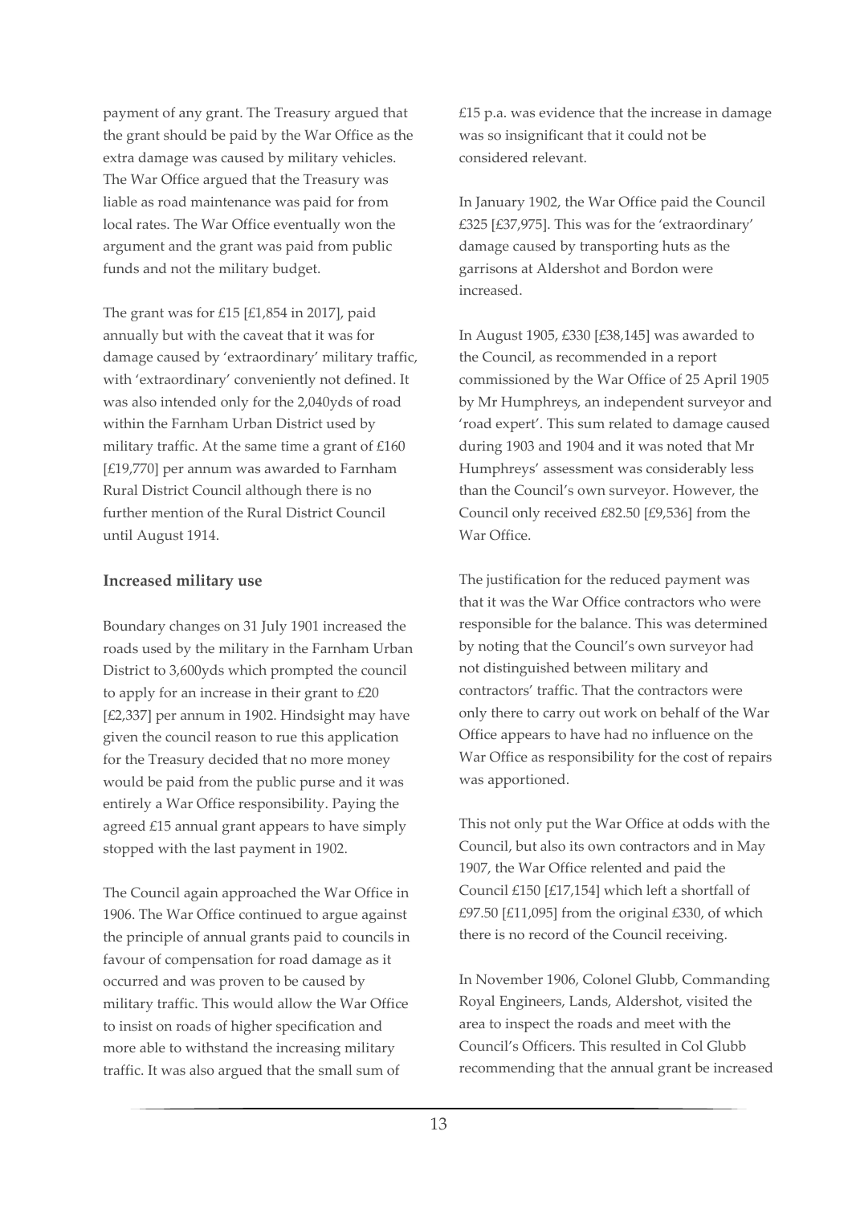payment of any grant. The Treasury argued that the grant should be paid by the War Office as the extra damage was caused by military vehicles. The War Office argued that the Treasury was liable as road maintenance was paid for from local rates. The War Office eventually won the argument and the grant was paid from public funds and not the military budget.

The grant was for £15 [£1,854 in 2017], paid annually but with the caveat that it was for damage caused by 'extraordinary' military traffic, with 'extraordinary' conveniently not defined. It was also intended only for the 2,040yds of road within the Farnham Urban District used by military traffic. At the same time a grant of £160 [£19,770] per annum was awarded to Farnham Rural District Council although there is no further mention of the Rural District Council until August 1914.

### Increased military use

Boundary changes on 31 July 1901 increased the roads used by the military in the Farnham Urban District to 3,600yds which prompted the council to apply for an increase in their grant to £20 [£2,337] per annum in 1902. Hindsight may have given the council reason to rue this application for the Treasury decided that no more money would be paid from the public purse and it was entirely a War Office responsibility. Paying the agreed £15 annual grant appears to have simply stopped with the last payment in 1902.

The Council again approached the War Office in 1906. The War Office continued to argue against the principle of annual grants paid to councils in favour of compensation for road damage as it occurred and was proven to be caused by military traffic. This would allow the War Office to insist on roads of higher specification and more able to withstand the increasing military traffic. It was also argued that the small sum of £15 p.a. was evidence that the increase in damage was so insignificant that it could not be considered relevant.

In January 1902, the War Office paid the Council £325 [£37,975]. This was for the 'extraordinary' damage caused by transporting huts as the garrisons at Aldershot and Bordon were increased.

In August 1905, £330 [£38,145] was awarded to the Council, as recommended in a report commissioned by the War Office of 25 April 1905 by Mr Humphreys, an independent surveyor and 'road expert'. This sum related to damage caused during 1903 and 1904 and it was noted that Mr Humphreys' assessment was considerably less than the Council's own surveyor. However, the Council only received £82.50 [£9,536] from the War Office.

The justification for the reduced payment was that it was the War Office contractors who were responsible for the balance. This was determined by noting that the Council's own surveyor had not distinguished between military and contractors' traffic. That the contractors were only there to carry out work on behalf of the War Office appears to have had no influence on the War Office as responsibility for the cost of repairs was apportioned.

This not only put the War Office at odds with the Council, but also its own contractors and in May 1907, the War Office relented and paid the Council £150 [£17,154] which left a shortfall of £97.50 [£11,095] from the original £330, of which there is no record of the Council receiving.

In November 1906, Colonel Glubb, Commanding Royal Engineers, Lands, Aldershot, visited the area to inspect the roads and meet with the Council's Officers. This resulted in Col Glubb recommending that the annual grant be increased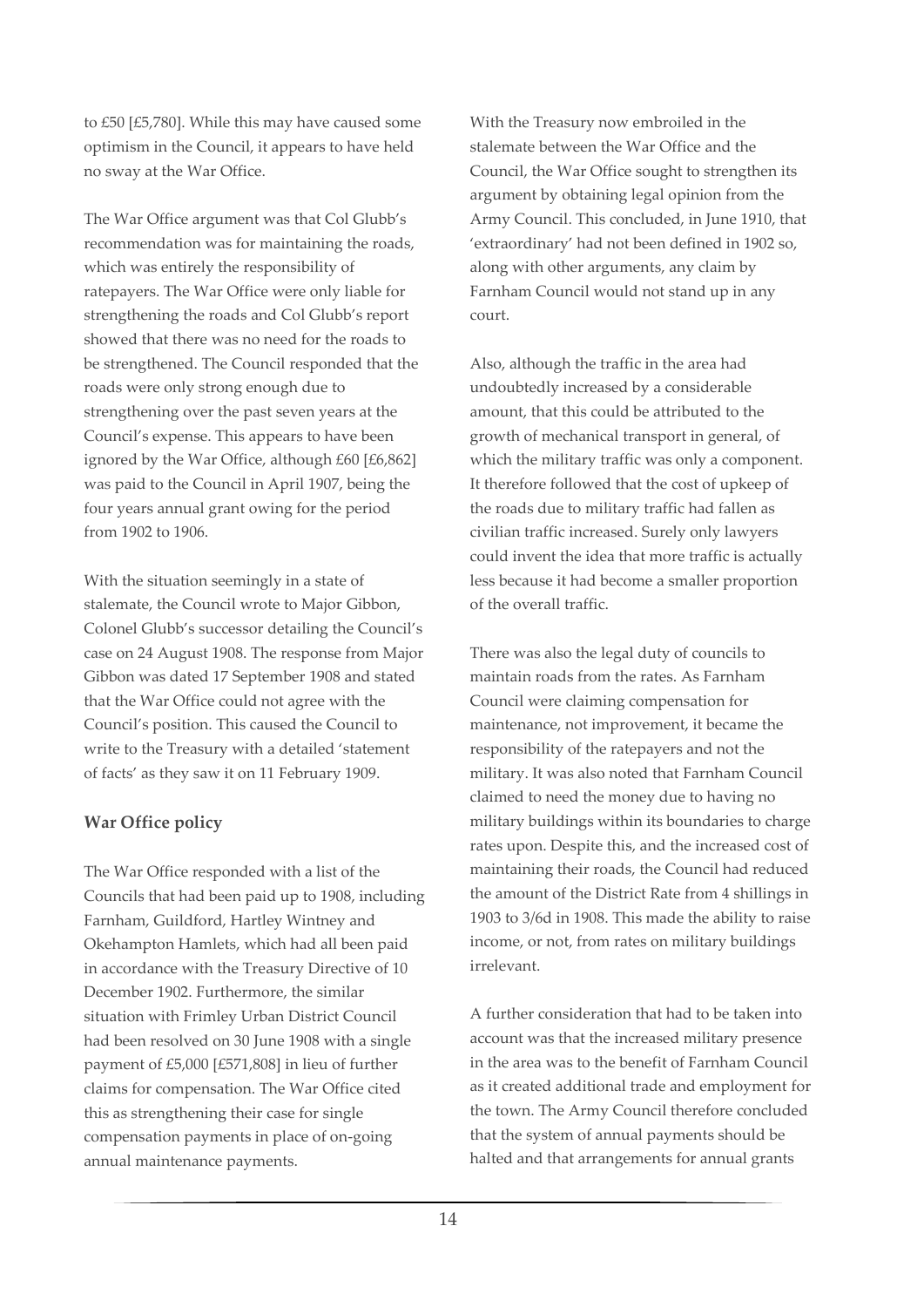to £50 [£5,780]. While this may have caused some optimism in the Council, it appears to have held no sway at the War Office.

The War Office argument was that Col Glubb's recommendation was for maintaining the roads, which was entirely the responsibility of ratepayers. The War Office were only liable for strengthening the roads and Col Glubb's report showed that there was no need for the roads to be strengthened. The Council responded that the roads were only strong enough due to strengthening over the past seven years at the Council's expense. This appears to have been ignored by the War Office, although £60 [£6,862] was paid to the Council in April 1907, being the four years annual grant owing for the period from 1902 to 1906.

With the situation seemingly in a state of stalemate, the Council wrote to Major Gibbon, Colonel Glubb's successor detailing the Council's case on 24 August 1908. The response from Major Gibbon was dated 17 September 1908 and stated that the War Office could not agree with the Council's position. This caused the Council to write to the Treasury with a detailed 'statement of facts' as they saw it on 11 February 1909.

### War Office policy

The War Office responded with a list of the Councils that had been paid up to 1908, including Farnham, Guildford, Hartley Wintney and Okehampton Hamlets, which had all been paid in accordance with the Treasury Directive of 10 December 1902. Furthermore, the similar situation with Frimley Urban District Council had been resolved on 30 June 1908 with a single payment of £5,000 [£571,808] in lieu of further claims for compensation. The War Office cited this as strengthening their case for single compensation payments in place of on-going annual maintenance payments.

With the Treasury now embroiled in the stalemate between the War Office and the Council, the War Office sought to strengthen its argument by obtaining legal opinion from the Army Council. This concluded, in June 1910, that 'extraordinary' had not been defined in 1902 so, along with other arguments, any claim by Farnham Council would not stand up in any court.

Also, although the traffic in the area had undoubtedly increased by a considerable amount, that this could be attributed to the growth of mechanical transport in general, of which the military traffic was only a component. It therefore followed that the cost of upkeep of the roads due to military traffic had fallen as civilian traffic increased. Surely only lawyers could invent the idea that more traffic is actually less because it had become a smaller proportion of the overall traffic.

There was also the legal duty of councils to maintain roads from the rates. As Farnham Council were claiming compensation for maintenance, not improvement, it became the responsibility of the ratepayers and not the military. It was also noted that Farnham Council claimed to need the money due to having no military buildings within its boundaries to charge rates upon. Despite this, and the increased cost of maintaining their roads, the Council had reduced the amount of the District Rate from 4 shillings in 1903 to 3/6d in 1908. This made the ability to raise income, or not, from rates on military buildings irrelevant.

A further consideration that had to be taken into account was that the increased military presence in the area was to the benefit of Farnham Council as it created additional trade and employment for the town. The Army Council therefore concluded that the system of annual payments should be halted and that arrangements for annual grants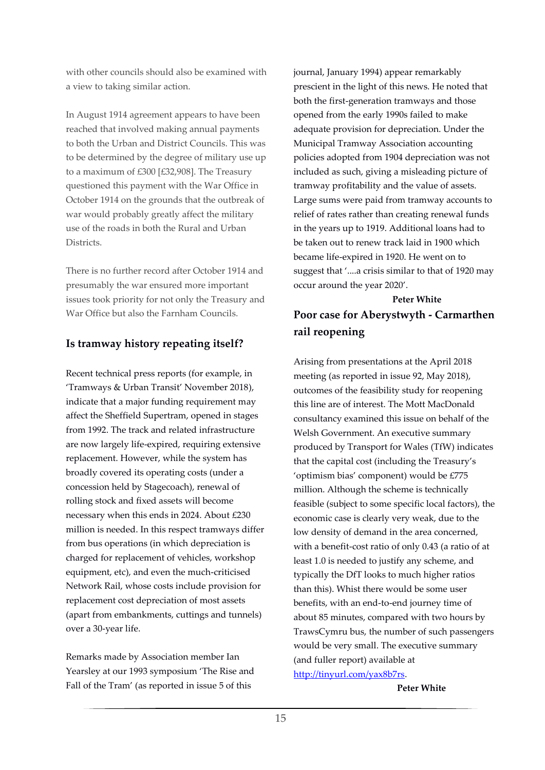with other councils should also be examined with a view to taking similar action.

In August 1914 agreement appears to have been reached that involved making annual payments to both the Urban and District Councils. This was to be determined by the degree of military use up to a maximum of £300 [£32,908]. The Treasury questioned this payment with the War Office in October 1914 on the grounds that the outbreak of war would probably greatly affect the military use of the roads in both the Rural and Urban Districts.

There is no further record after October 1914 and presumably the war ensured more important issues took priority for not only the Treasury and War Office but also the Farnham Councils.

## Is tramway history repeating itself?

Recent technical press reports (for example, in 'Tramways & Urban Transit' November 2018), indicate that a major funding requirement may affect the Sheffield Supertram, opened in stages from 1992. The track and related infrastructure are now largely life-expired, requiring extensive replacement. However, while the system has broadly covered its operating costs (under a concession held by Stagecoach), renewal of rolling stock and fixed assets will become necessary when this ends in 2024. About £230 million is needed. In this respect tramways differ from bus operations (in which depreciation is charged for replacement of vehicles, workshop equipment, etc), and even the much-criticised Network Rail, whose costs include provision for replacement cost depreciation of most assets (apart from embankments, cuttings and tunnels) over a 30-year life.

Remarks made by Association member Ian Yearsley at our 1993 symposium 'The Rise and Fall of the Tram' (as reported in issue 5 of this journal, January 1994) appear remarkably prescient in the light of this news. He noted that both the first-generation tramways and those opened from the early 1990s failed to make adequate provision for depreciation. Under the Municipal Tramway Association accounting policies adopted from 1904 depreciation was not included as such, giving a misleading picture of tramway profitability and the value of assets. Large sums were paid from tramway accounts to relief of rates rather than creating renewal funds in the years up to 1919. Additional loans had to be taken out to renew track laid in 1900 which became life-expired in 1920. He went on to suggest that '....a crisis similar to that of 1920 may occur around the year 2020'.

**Peter White**

## Poor case for Aberystwyth - Carmarthen rail reopening

Arising from presentations at the April 2018 meeting (as reported in issue 92, May 2018), outcomes of the feasibility study for reopening this line are of interest. The Mott MacDonald consultancy examined this issue on behalf of the Welsh Government. An executive summary produced by Transport for Wales (TfW) indicates that the capital cost (including the Treasury's 'optimism bias' component) would be £775 million. Although the scheme is technically feasible (subject to some specific local factors), the economic case is clearly very weak, due to the low density of demand in the area concerned, with a benefit-cost ratio of only 0.43 (a ratio of at least 1.0 is needed to justify any scheme, and typically the DfT looks to much higher ratios than this). Whist there would be some user benefits, with an end-to-end journey time of about 85 minutes, compared with two hours by TrawsCymru bus, the number of such passengers would be very small. The executive summary (and fuller report) available at http://tinyurl.com/yax8b7rs.

**Peter White**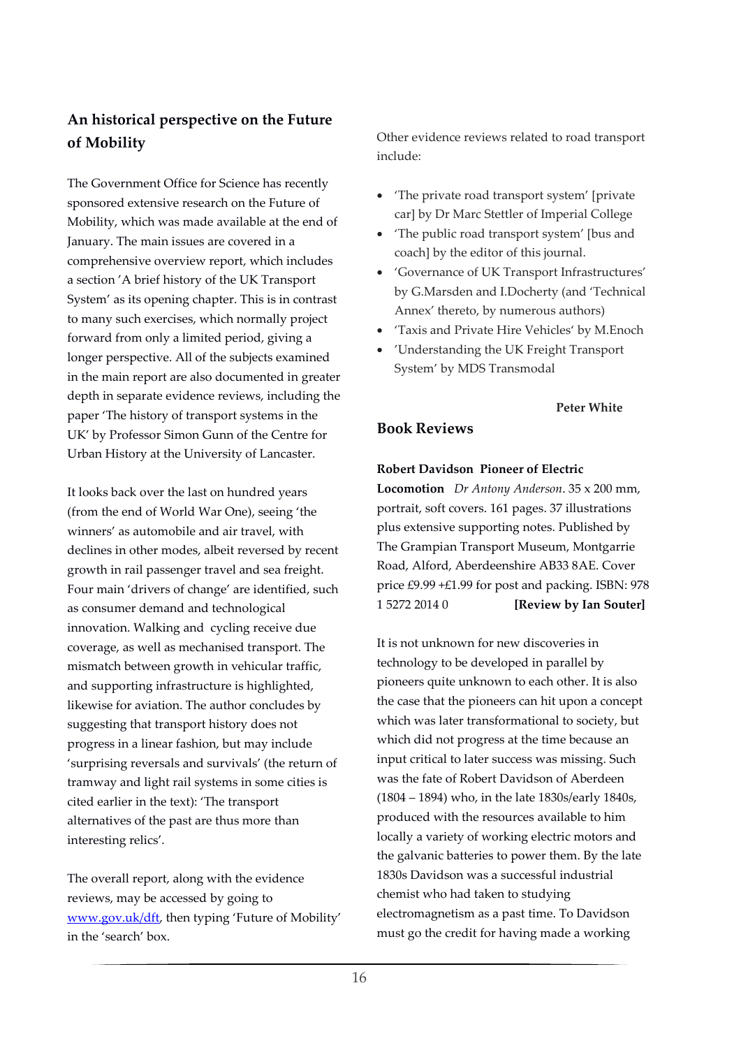## An historical perspective on the Future of Mobility

The Government Office for Science has recently sponsored extensive research on the Future of Mobility, which was made available at the end of January. The main issues are covered in a comprehensive overview report, which includes a section 'A brief history of the UK Transport System' as its opening chapter. This is in contrast to many such exercises, which normally project forward from only a limited period, giving a longer perspective. All of the subjects examined in the main report are also documented in greater depth in separate evidence reviews, including the paper 'The history of transport systems in the UK' by Professor Simon Gunn of the Centre for Urban History at the University of Lancaster.

It looks back over the last on hundred years (from the end of World War One), seeing 'the winners' as automobile and air travel, with declines in other modes, albeit reversed by recent growth in rail passenger travel and sea freight. Four main 'drivers of change' are identified, such as consumer demand and technological innovation. Walking and cycling receive due coverage, as well as mechanised transport. The mismatch between growth in vehicular traffic, and supporting infrastructure is highlighted, likewise for aviation. The author concludes by suggesting that transport history does not progress in a linear fashion, but may include 'surprising reversals and survivals' (the return of tramway and light rail systems in some cities is cited earlier in the text): 'The transport alternatives of the past are thus more than interesting relics'.

The overall report, along with the evidence reviews, may be accessed by going to www.gov.uk/dft, then typing 'Future of Mobility' in the 'search' box.

Other evidence reviews related to road transport include:

- 'The private road transport system' [private car] by Dr Marc Stettler of Imperial College
- 'The public road transport system' [bus and coach] by the editor of this journal.
- 'Governance of UK Transport Infrastructures' by G.Marsden and I.Docherty (and 'Technical Annex' thereto, by numerous authors)
- 'Taxis and Private Hire Vehicles' by M.Enoch
- 'Understanding the UK Freight Transport System' by MDS Transmodal

**Peter White**

## Book Reviews

**Robert Davidson Pioneer of Electric Locomotion** *Dr Antony Anderson*. 35 x 200 mm, portrait, soft covers. 161 pages. 37 illustrations plus extensive supporting notes. Published by The Grampian Transport Museum, Montgarrie Road, Alford, Aberdeenshire AB33 8AE. Cover price £9.99 +£1.99 for post and packing. ISBN: 978 1 5272 2014 0 **[Review by Ian Souter]**

It is not unknown for new discoveries in technology to be developed in parallel by pioneers quite unknown to each other. It is also the case that the pioneers can hit upon a concept which was later transformational to society, but which did not progress at the time because an input critical to later success was missing. Such was the fate of Robert Davidson of Aberdeen (1804 – 1894) who, in the late 1830s/early 1840s, produced with the resources available to him locally a variety of working electric motors and the galvanic batteries to power them. By the late 1830s Davidson was a successful industrial chemist who had taken to studying electromagnetism as a past time. To Davidson must go the credit for having made a working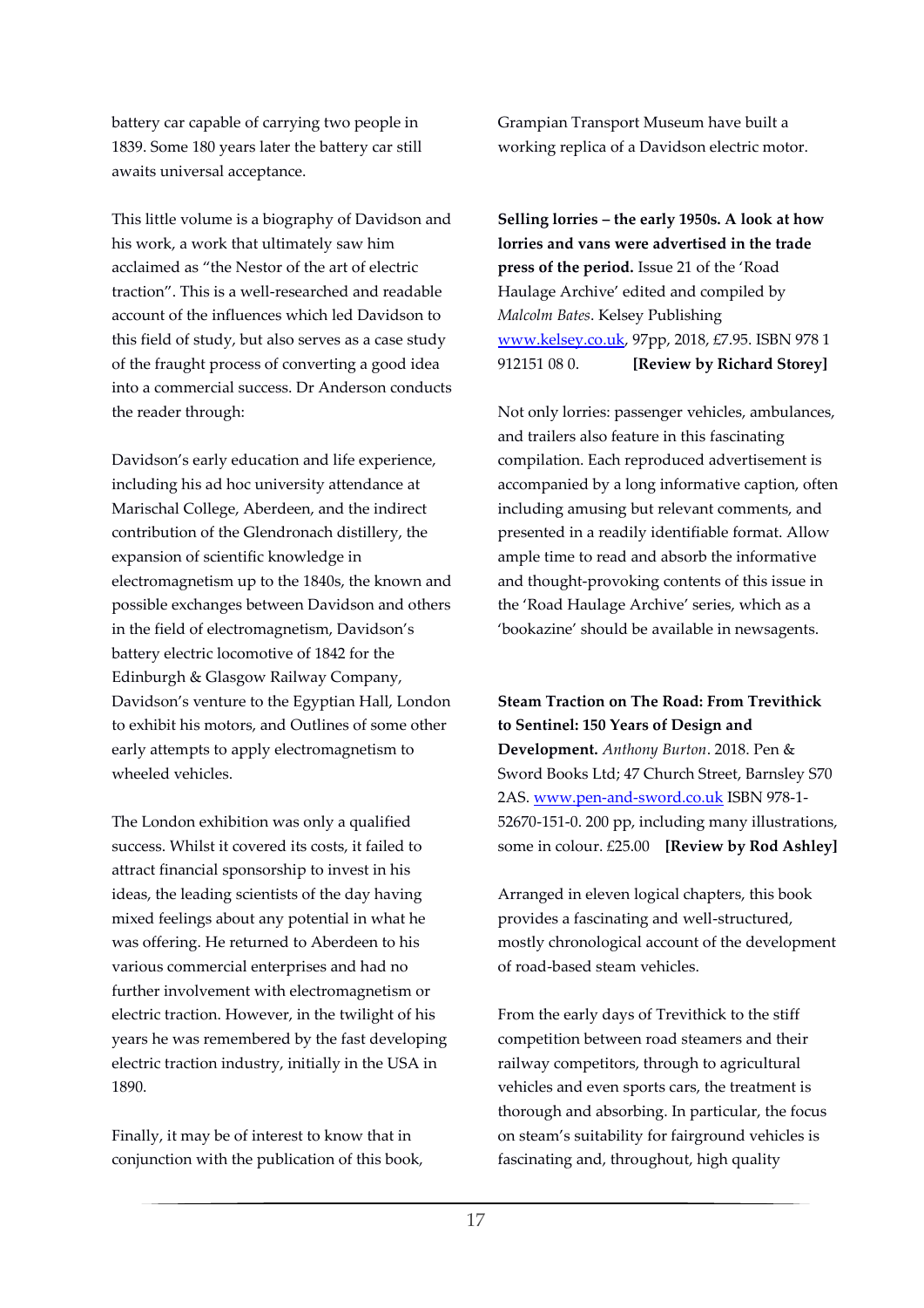battery car capable of carrying two people in 1839. Some 180 years later the battery car still awaits universal acceptance.

This little volume is a biography of Davidson and his work, a work that ultimately saw him acclaimed as "the Nestor of the art of electric traction". This is a well-researched and readable account of the influences which led Davidson to this field of study, but also serves as a case study of the fraught process of converting a good idea into a commercial success. Dr Anderson conducts the reader through:

Davidson's early education and life experience, including his ad hoc university attendance at Marischal College, Aberdeen, and the indirect contribution of the Glendronach distillery, the expansion of scientific knowledge in electromagnetism up to the 1840s, the known and possible exchanges between Davidson and others in the field of electromagnetism, Davidson's battery electric locomotive of 1842 for the Edinburgh & Glasgow Railway Company, Davidson's venture to the Egyptian Hall, London to exhibit his motors, and Outlines of some other early attempts to apply electromagnetism to wheeled vehicles.

The London exhibition was only a qualified success. Whilst it covered its costs, it failed to attract financial sponsorship to invest in his ideas, the leading scientists of the day having mixed feelings about any potential in what he was offering. He returned to Aberdeen to his various commercial enterprises and had no further involvement with electromagnetism or electric traction. However, in the twilight of his years he was remembered by the fast developing electric traction industry, initially in the USA in 1890.

Finally, it may be of interest to know that in conjunction with the publication of this book, Grampian Transport Museum have built a working replica of a Davidson electric motor.

**Selling lorries – the early 1950s. A look at how lorries and vans were advertised in the trade press of the period.** Issue 21 of the 'Road Haulage Archive' edited and compiled by *Malcolm Bates*. Kelsey Publishing www.kelsey.co.uk, 97pp, 2018, £7.95. ISBN 978 1 912151 08 0. **[Review by Richard Storey]**

Not only lorries: passenger vehicles, ambulances, and trailers also feature in this fascinating compilation. Each reproduced advertisement is accompanied by a long informative caption, often including amusing but relevant comments, and presented in a readily identifiable format. Allow ample time to read and absorb the informative and thought-provoking contents of this issue in the 'Road Haulage Archive' series, which as a 'bookazine' should be available in newsagents.

**Steam Traction on The Road: From Trevithick to Sentinel: 150 Years of Design and Development.** *Anthony Burton*. 2018. Pen & Sword Books Ltd; 47 Church Street, Barnsley S70 2AS. www.pen-and-sword.co.uk ISBN 978-1-52670-151-0. 200 pp, including many illustrations, some in colour. £25.00 **[Review by Rod Ashley]**

Arranged in eleven logical chapters, this book provides a fascinating and well-structured, mostly chronological account of the development of road-based steam vehicles.

From the early days of Trevithick to the stiff competition between road steamers and their railway competitors, through to agricultural vehicles and even sports cars, the treatment is thorough and absorbing. In particular, the focus on steam's suitability for fairground vehicles is fascinating and, throughout, high quality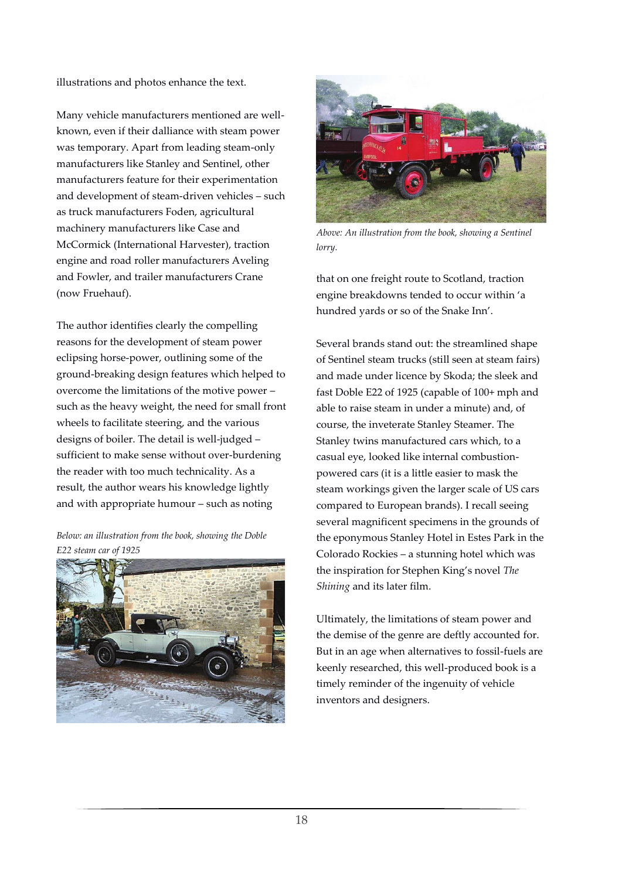illustrations and photos enhance the text.

Many vehicle manufacturers mentioned are well-known, even if their dalliance with steam power was temporary. Apart from leading steam-only manufacturers like Stanley and Sentinel, other manufacturers feature for their experimentation and development of steam-driven vehicles – such as truck manufacturers Foden, agricultural machinery manufacturers like Case and McCormick (International Harvester), traction engine and road roller manufacturers Aveling and Fowler, and trailer manufacturers Crane (now Fruehauf).

The author identifies clearly the compelling reasons for the development of steam power eclipsing horse-power, outlining some of the ground-breaking design features which helped to overcome the limitations of the motive power – such as the heavy weight, the need for small front wheels to facilitate steering, and the various designs of boiler. The detail is well-judged – sufficient to make sense without over-burdening the reader with too much technicality. As a result, the author wears his knowledge lightly and with appropriate humour – such as noting that on one freight route to Scotland, traction engine breakdowns tended to occur within 'a hundred yards or so of the Snake Inn'.

*Below: an illustration from the book, showing the Doble E22 steam car of 1925*

*Above: An illustration from the book, showing a Sentinel lorry.*

Several brands stand out: the streamlined shape of Sentinel steam trucks (still seen at steam fairs) and made under licence by Skoda; the sleek and fast Doble E22 of 1925 (capable of 100+ mph and able to raise steam in under a minute) and, of course, the inveterate Stanley Steamer. The Stanley twins manufactured cars which, to a casual eye, looked like internal combustion-powered cars (it is a little easier to mask the steam workings given the larger scale of US cars compared to European brands). I recall seeing several magnificent specimens in the grounds of the eponymous Stanley Hotel in Estes Park in the Colorado Rockies – a stunning hotel which was the inspiration for Stephen King's novel *The Shining* and its later film.

Ultimately, the limitations of steam power and the demise of the genre are deftly accounted for. But in an age when alternatives to fossil-fuels are keenly researched, this well-produced book is a timely reminder of the ingenuity of vehicle inventors and designers.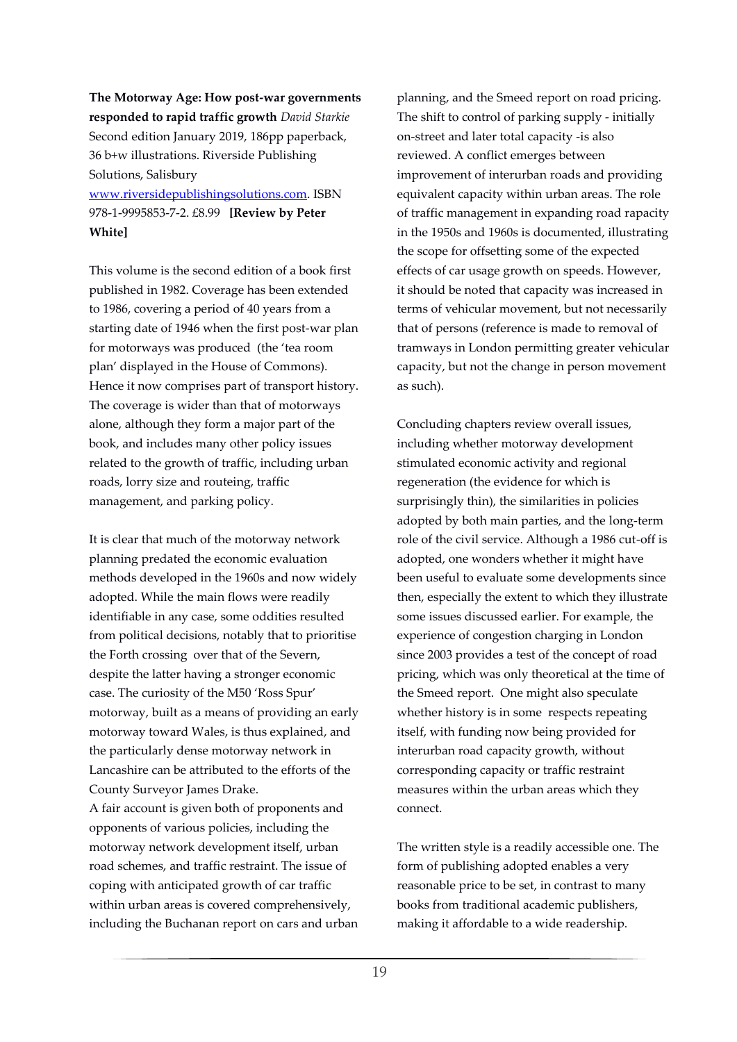**The Motorway Age: How post-war governments responded to rapid traffic growth** *David Starkie* Second edition January 2019, 186pp paperback, 36 b+w illustrations. Riverside Publishing Solutions, Salisbury www.riversidepublishingsolutions.com. ISBN 978-1-9995853-7-2. £8.99 **[Review by Peter White]**

This volume is the second edition of a book first published in 1982. Coverage has been extended to 1986, covering a period of 40 years from a starting date of 1946 when the first post-war plan for motorways was produced (the 'tea room plan' displayed in the House of Commons). Hence it now comprises part of transport history. The coverage is wider than that of motorways alone, although they form a major part of the book, and includes many other policy issues related to the growth of traffic, including urban roads, lorry size and routeing, traffic management, and parking policy.

It is clear that much of the motorway network planning predated the economic evaluation methods developed in the 1960s and now widely adopted. While the main flows were readily identifiable in any case, some oddities resulted from political decisions, notably that to prioritise the Forth crossing over that of the Severn, despite the latter having a stronger economic case. The curiosity of the M50 'Ross Spur' motorway, built as a means of providing an early motorway toward Wales, is thus explained, and the particularly dense motorway network in Lancashire can be attributed to the efforts of the County Surveyor James Drake.

A fair account is given both of proponents and opponents of various policies, including the motorway network development itself, urban road schemes, and traffic restraint. The issue of coping with anticipated growth of car traffic within urban areas is covered comprehensively, including the Buchanan report on cars and urban planning, and the Smeed report on road pricing. The shift to control of parking supply - initially on-street and later total capacity -is also reviewed. A conflict emerges between improvement of interurban roads and providing equivalent capacity within urban areas. The role of traffic management in expanding road rapacity in the 1950s and 1960s is documented, illustrating the scope for offsetting some of the expected effects of car usage growth on speeds. However, it should be noted that capacity was increased in terms of vehicular movement, but not necessarily that of persons (reference is made to removal of tramways in London permitting greater vehicular capacity, but not the change in person movement as such).

Concluding chapters review overall issues, including whether motorway development stimulated economic activity and regional regeneration (the evidence for which is surprisingly thin), the similarities in policies adopted by both main parties, and the long-term role of the civil service. Although a 1986 cut-off is adopted, one wonders whether it might have been useful to evaluate some developments since then, especially the extent to which they illustrate some issues discussed earlier. For example, the experience of congestion charging in London since 2003 provides a test of the concept of road pricing, which was only theoretical at the time of the Smeed report. One might also speculate whether history is in some respects repeating itself, with funding now being provided for interurban road capacity growth, without corresponding capacity or traffic restraint measures within the urban areas which they connect.

The written style is a readily accessible one. The form of publishing adopted enables a very reasonable price to be set, in contrast to many books from traditional academic publishers, making it affordable to a wide readership.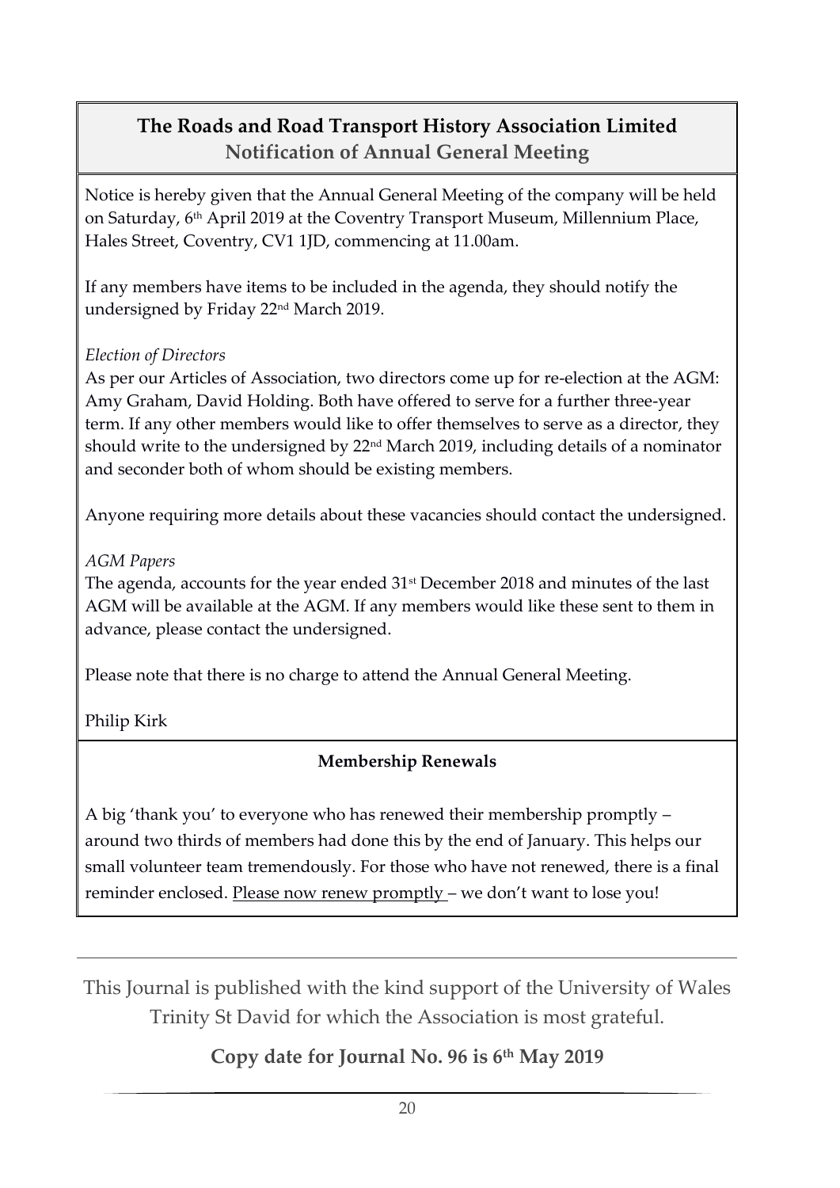## The Roads and Road Transport History Association Limited

### Notification of Annual General Meeting

Notice is hereby given that the Annual General Meeting of the company will be held on Saturday, 6th April 2019 at the Coventry Transport Museum, Millennium Place, Hales Street, Coventry, CV1 1JD, commencing at 11.00am.

If any members have items to be included in the agenda, they should notify the undersigned by Friday 22nd March 2019.

*Election of Directors*

As per our Articles of Association, two directors come up for re-election at the AGM: Amy Graham, David Holding. Both have offered to serve for a further three-year term. If any other members would like to offer themselves to serve as a director, they should write to the undersigned by 22nd March 2019, including details of a nominator and seconder both of whom should be existing members.

Anyone requiring more details about these vacancies should contact the undersigned.

*AGM Papers*

The agenda, accounts for the year ended 31st December 2018 and minutes of the last AGM will be available at the AGM. If any members would like these sent to them in advance, please contact the undersigned.

Please note that there is no charge to attend the Annual General Meeting.

Philip Kirk

**Membership Renewals**

A big 'thank you' to everyone who has renewed their membership promptly – around two thirds of members had done this by the end of January. This helps our small volunteer team tremendously. For those who have not renewed, there is a final reminder enclosed. Please now renew promptly – we don't want to lose you!

---

This Journal is published with the kind support of the University of Wales Trinity St David for which the Association is most grateful.

**Copy date for Journal No. 96 is 6th May 2019**